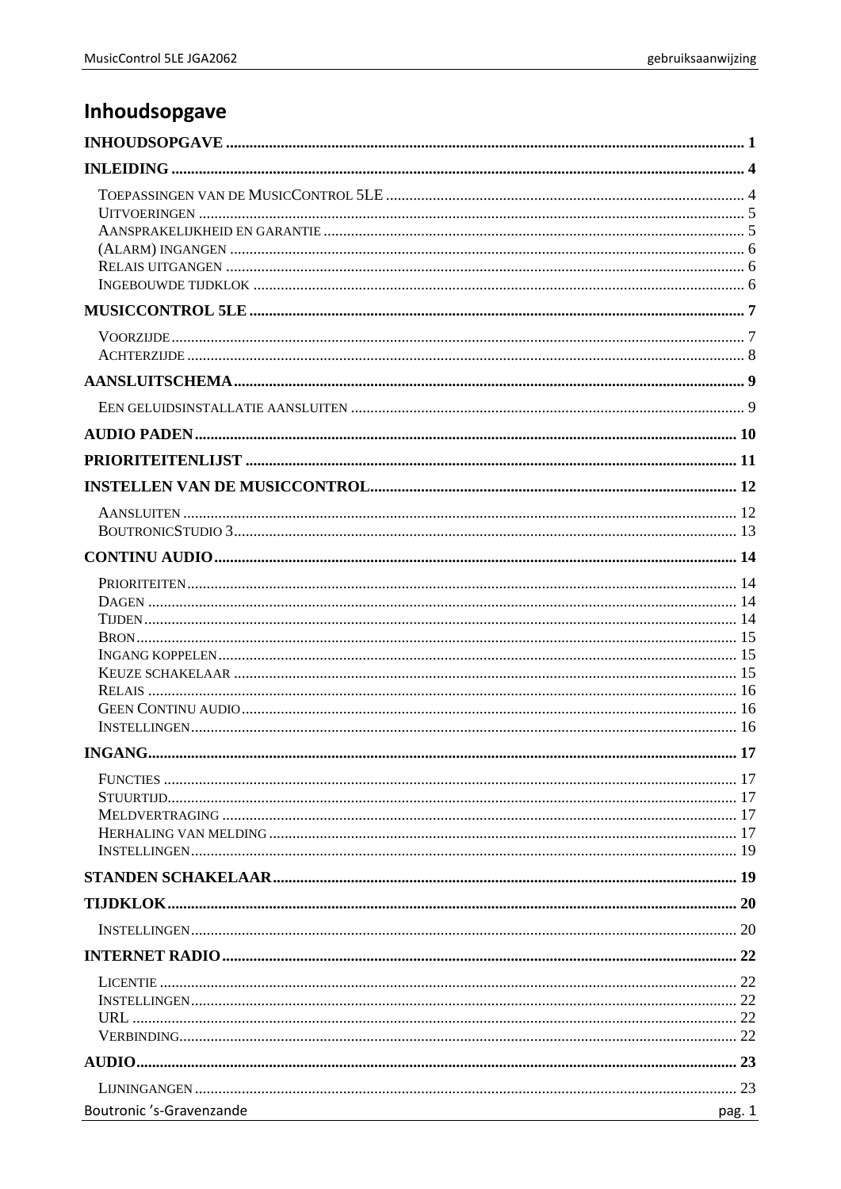# Inhoudsopgave

INHOUDSOPGAVE ........................................................ 1

INLEIDING ........................................................ 4

- Toepassingen van de MusicControl 5LE ........................................................ 4
- Uitvoeringen ........................................................ 5
- Aansprakelijkheid en garantie ........................................................ 5
- (Alarm) ingangen ........................................................ 6
- Relais uitgangen ........................................................ 6
- Ingebouwde tijdklok ........................................................ 6

MUSICCONTROL 5LE ........................................................ 7

- Voorzijde ........................................................ 7
- Achterzijde ........................................................ 8

AANSLUITSCHEMA ........................................................ 9

- Een geluidsinstallatie aansluiten ........................................................ 9

AUDIO PADEN ........................................................ 10

PRIORITEITENLIJST ........................................................ 11

INSTELLEN VAN DE MUSICCONTROL ........................................................ 12

- Aansluiten ........................................................ 12
- BoutronicStudio 3 ........................................................ 13

CONTINU AUDIO ........................................................ 14

- Prioriteiten ........................................................ 14
- Dagen ........................................................ 14
- Tijden ........................................................ 14
- Bron ........................................................ 15
- Ingang koppelen ........................................................ 15
- Keuze schakelaar ........................................................ 15
- Relais ........................................................ 16
- Geen Continu audio ........................................................ 16
- Instellingen ........................................................ 16

INGANG ........................................................ 17

- Functies ........................................................ 17
- Stuurtijd ........................................................ 17
- Meldvertraging ........................................................ 17
- Herhaling van melding ........................................................ 17
- Instellingen ........................................................ 19

STANDEN SCHAKELAAR ........................................................ 19

TIJDKLOK ........................................................ 20

- Instellingen ........................................................ 20

INTERNET RADIO ........................................................ 22

- Licentie ........................................................ 22
- Instellingen ........................................................ 22
- URL ........................................................ 22
- Verbinding ........................................................ 22

AUDIO ........................................................ 23

- Lijningangen ........................................................ 23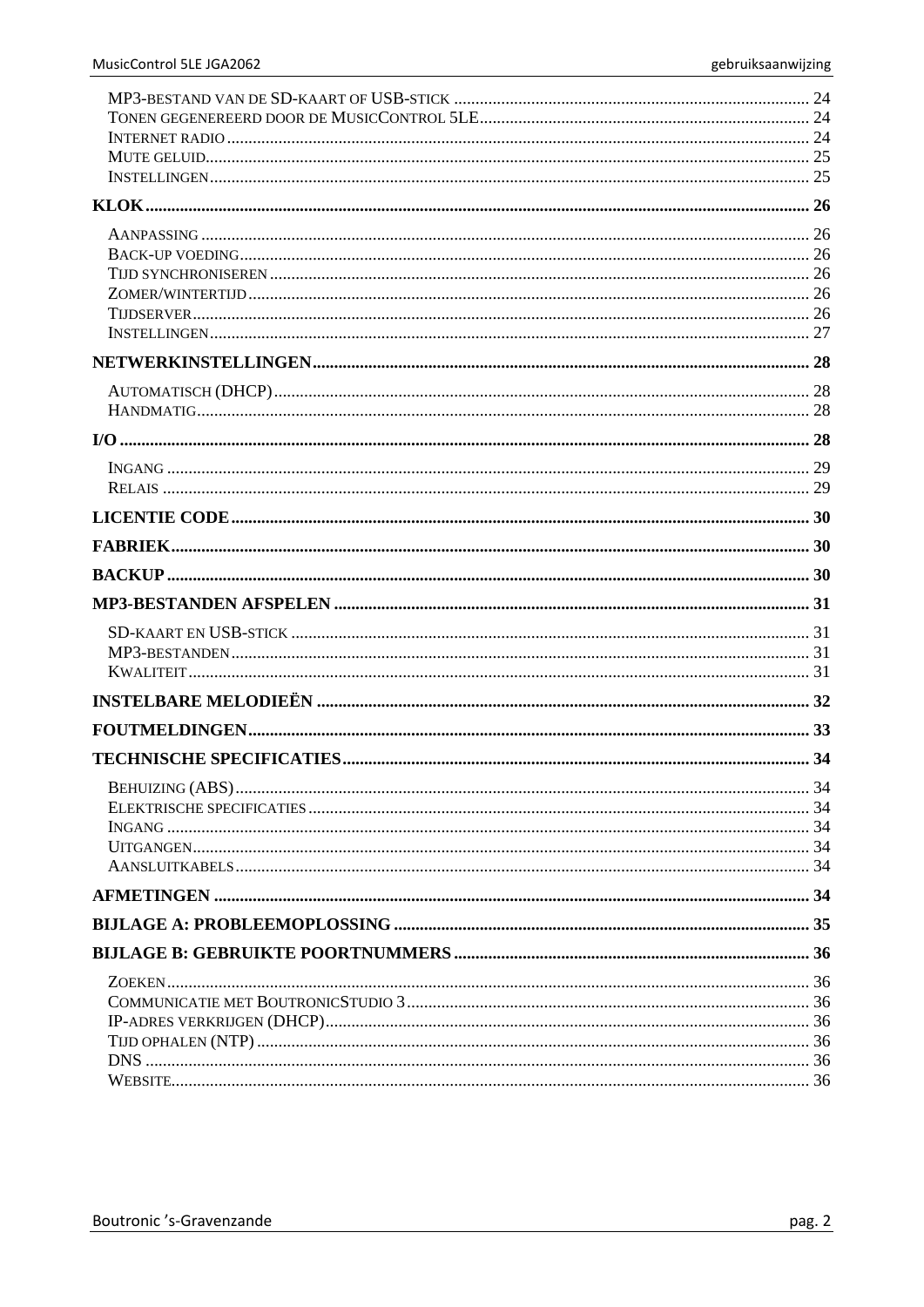MP3-BESTAND VAN DE SD-KAART OF USB-STICK ..... 24
TONEN GEGENEREERD DOOR DE MUSICCONTROL 5LE ..... 24
INTERNET RADIO ..... 24
MUTE GELUID ..... 25
INSTELLINGEN ..... 25

**KLOK ..... 26**

AANPASSING ..... 26
BACK-UP VOEDING ..... 26
TIJD SYNCHRONISEREN ..... 26
ZOMER/WINTERTIJD ..... 26
TIJDSERVER ..... 26
INSTELLINGEN ..... 27

**NETWERKINSTELLINGEN ..... 28**

AUTOMATISCH (DHCP) ..... 28
HANDMATIG ..... 28

**I/O ..... 28**

INGANG ..... 29
RELAIS ..... 29

**LICENTIE CODE ..... 30**

**FABRIEK ..... 30**

**BACKUP ..... 30**

**MP3-BESTANDEN AFSPELEN ..... 31**

SD-KAART EN USB-STICK ..... 31
MP3-BESTANDEN ..... 31
KWALITEIT ..... 31

**INSTELBARE MELODIEËN ..... 32**

**FOUTMELDINGEN ..... 33**

**TECHNISCHE SPECIFICATIES ..... 34**

BEHUIZING (ABS) ..... 34
ELEKTRISCHE SPECIFICATIES ..... 34
INGANG ..... 34
UITGANGEN ..... 34
AANSLUITKABELS ..... 34

**AFMETINGEN ..... 34**

**BIJLAGE A: PROBLEEMOPLOSSING ..... 35**

**BIJLAGE B: GEBRUIKTE POORTNUMMERS ..... 36**

ZOEKEN ..... 36
COMMUNICATIE MET BOUTRONICSTUDIO 3 ..... 36
IP-ADRES VERKRIJGEN (DHCP) ..... 36
TIJD OPHALEN (NTP) ..... 36
DNS ..... 36
WEBSITE ..... 36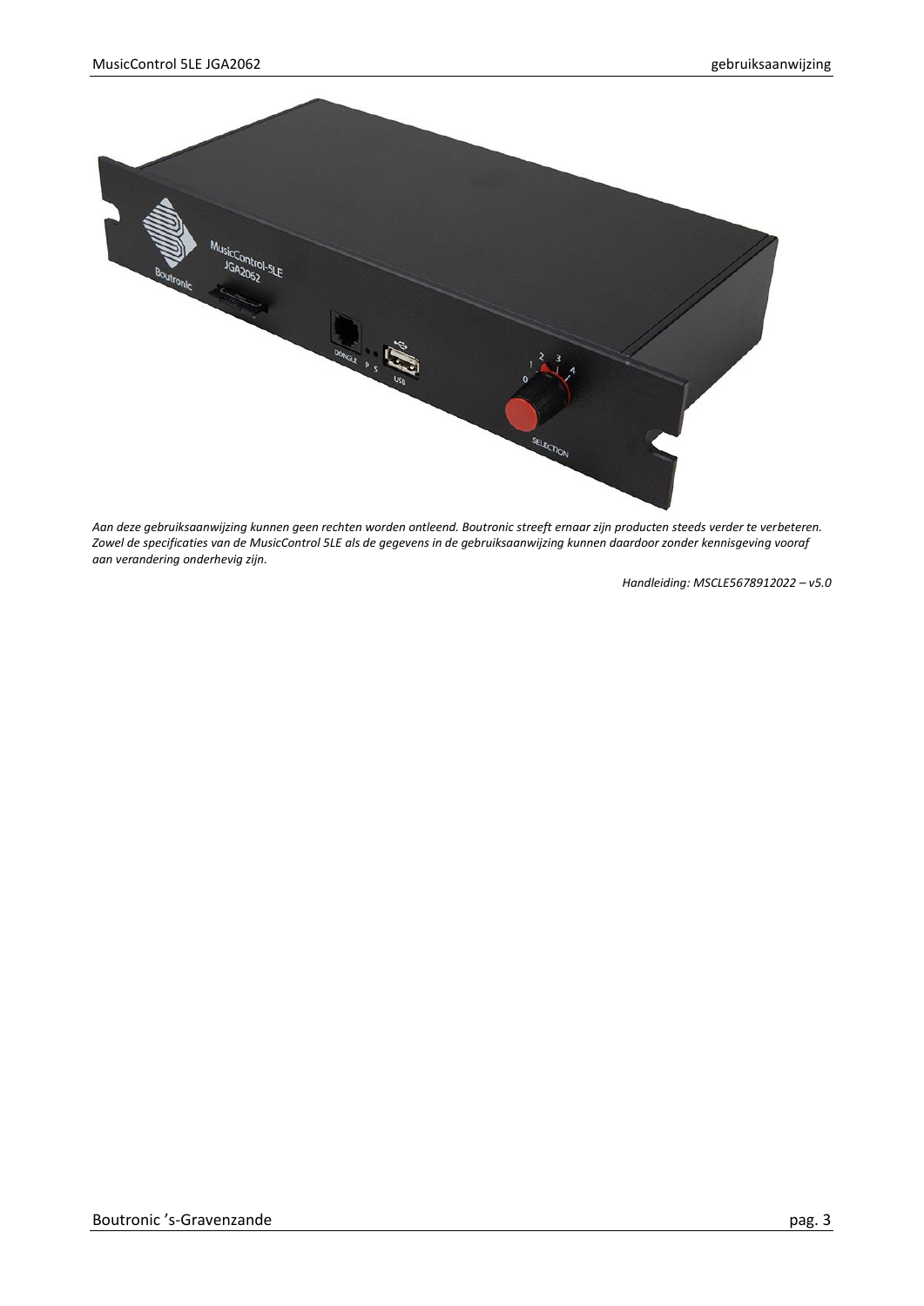*Aan deze gebruiksaanwijzing kunnen geen rechten worden ontleend. Boutronic streeft ernaar zijn producten steeds verder te verbeteren. Zowel de specificaties van de MusicControl 5LE als de gegevens in de gebruiksaanwijzing kunnen daardoor zonder kennisgeving vooraf aan verandering onderhevig zijn.*

*Handleiding: MSCLE5678912022 – v5.0*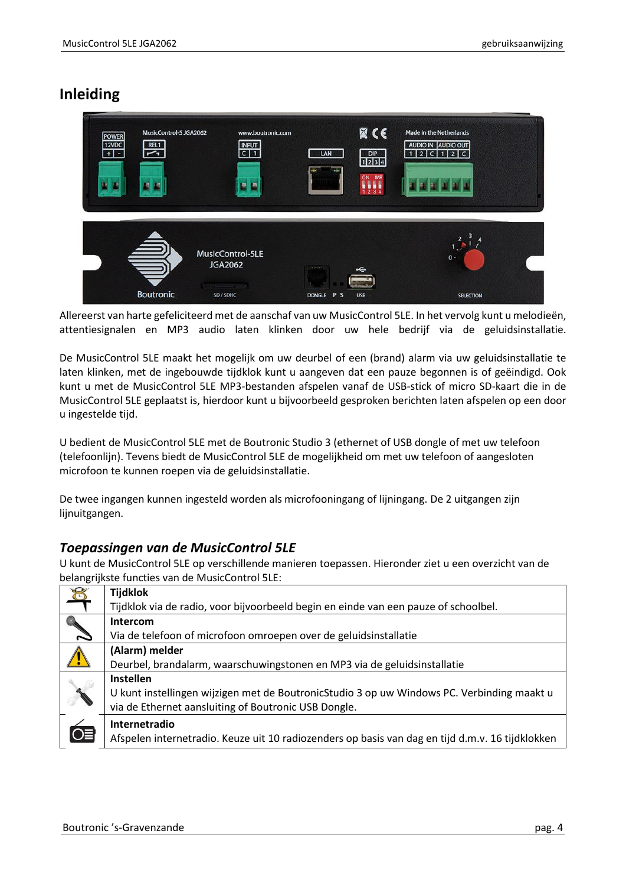# Inleiding

Allereerst van harte gefeliciteerd met de aanschaf van uw MusicControl 5LE. In het vervolg kunt u melodieën, attentiesignalen en MP3 audio laten klinken door uw hele bedrijf via de geluidsinstallatie.

De MusicControl 5LE maakt het mogelijk om uw deurbel of een (brand) alarm via uw geluidsinstallatie te laten klinken, met de ingebouwde tijdklok kunt u aangeven dat een pauze begonnen is of geëindigd. Ook kunt u met de MusicControl 5LE MP3-bestanden afspelen vanaf de USB-stick of micro SD-kaart die in de MusicControl 5LE geplaatst is, hierdoor kunt u bijvoorbeeld gesproken berichten laten afspelen op een door u ingestelde tijd.

U bedient de MusicControl 5LE met de Boutronic Studio 3 (ethernet of USB dongle of met uw telefoon (telefoonlijn). Tevens biedt de MusicControl 5LE de mogelijkheid om met uw telefoon of aangesloten microfoon te kunnen roepen via de geluidsinstallatie.

De twee ingangen kunnen ingesteld worden als microfooningang of lijningang. De 2 uitgangen zijn lijnuitgangen.

## *Toepassingen van de MusicControl 5LE*

U kunt de MusicControl 5LE op verschillende manieren toepassen. Hieronder ziet u een overzicht van de belangrijkste functies van de MusicControl 5LE:

| | |
|---|---|
| | **Tijdklok**<br>Tijdklok via de radio, voor bijvoorbeeld begin en einde van een pauze of schoolbel. |
| | **Intercom**<br>Via de telefoon of microfoon omroepen over de geluidsinstallatie |
| | **(Alarm) melder**<br>Deurbel, brandalarm, waarschuwingstonen en MP3 via de geluidsinstallatie |
| | **Instellen**<br>U kunt instellingen wijzigen met de BoutronicStudio 3 op uw Windows PC. Verbinding maakt u via de Ethernet aansluiting of Boutronic USB Dongle. |
| | **Internetradio**<br>Afspelen internetradio. Keuze uit 10 radiozenders op basis van dag en tijd d.m.v. 16 tijdklokken |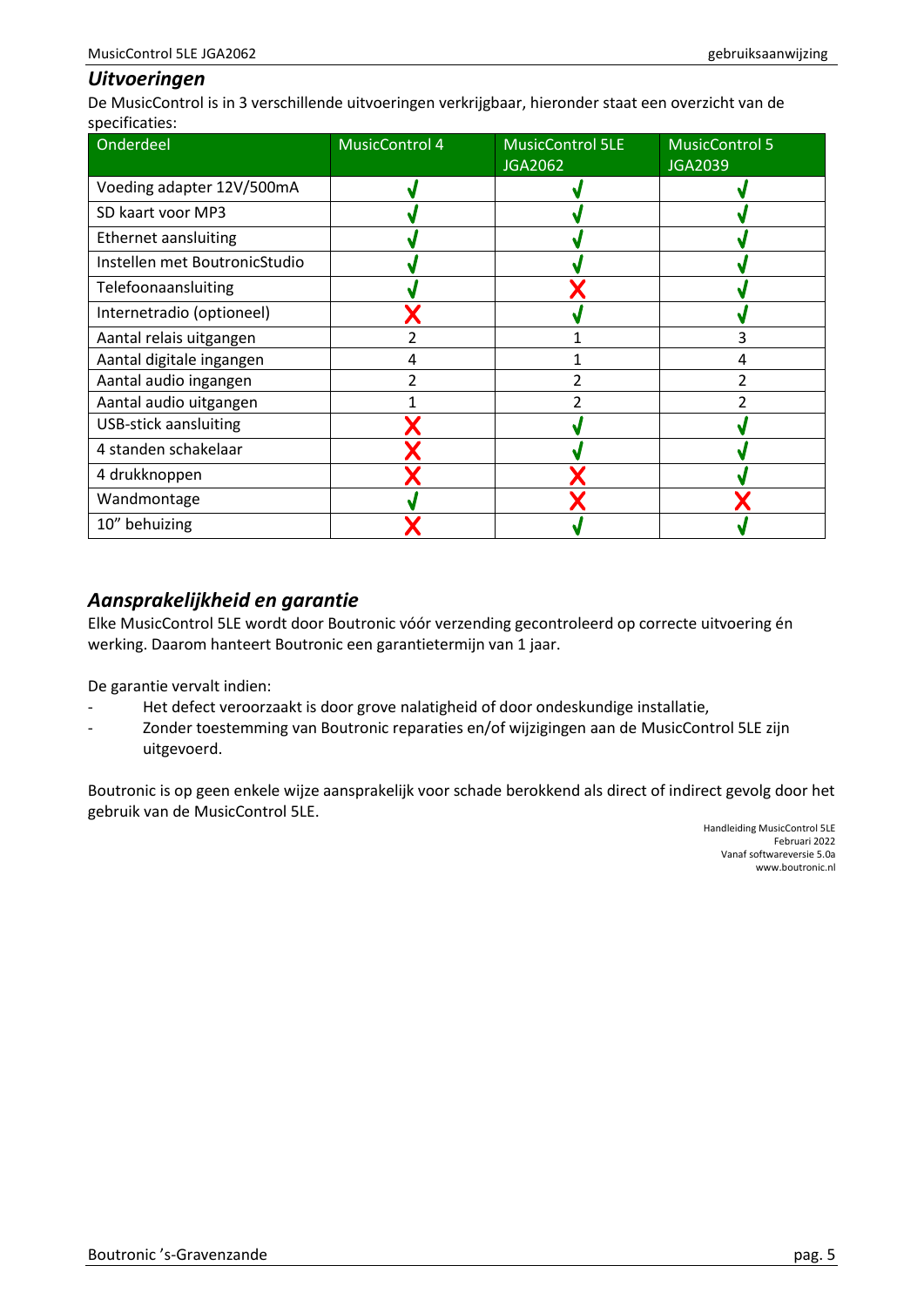## *Uitvoeringen*

De MusicControl is in 3 verschillende uitvoeringen verkrijgbaar, hieronder staat een overzicht van de specificaties:

| Onderdeel | MusicControl 4 | MusicControl 5LE JGA2062 | MusicControl 5 JGA2039 |
|---|---|---|---|
| Voeding adapter 12V/500mA | ✓ | ✓ | ✓ |
| SD kaart voor MP3 | ✓ | ✓ | ✓ |
| Ethernet aansluiting | ✓ | ✓ | ✓ |
| Instellen met BoutronicStudio | ✓ | ✓ | ✓ |
| Telefoonaansluiting | ✓ | ✗ | ✓ |
| Internetradio (optioneel) | ✗ | ✓ | ✓ |
| Aantal relais uitgangen | 2 | 1 | 3 |
| Aantal digitale ingangen | 4 | 1 | 4 |
| Aantal audio ingangen | 2 | 2 | 2 |
| Aantal audio uitgangen | 1 | 2 | 2 |
| USB-stick aansluiting | ✗ | ✓ | ✓ |
| 4 standen schakelaar | ✗ | ✓ | ✓ |
| 4 drukknoppen | ✗ | ✗ | ✓ |
| Wandmontage | ✓ | ✗ | ✗ |
| 10" behuizing | ✗ | ✓ | ✓ |

## *Aansprakelijkheid en garantie*

Elke MusicControl 5LE wordt door Boutronic vóór verzending gecontroleerd op correcte uitvoering én werking. Daarom hanteert Boutronic een garantietermijn van 1 jaar.

De garantie vervalt indien:

- Het defect veroorzaakt is door grove nalatigheid of door ondeskundige installatie,
- Zonder toestemming van Boutronic reparaties en/of wijzigingen aan de MusicControl 5LE zijn uitgevoerd.

Boutronic is op geen enkele wijze aansprakelijk voor schade berokkend als direct of indirect gevolg door het gebruik van de MusicControl 5LE.

Handleiding MusicControl 5LE
Februari 2022
Vanaf softwareversie 5.0a
www.boutronic.nl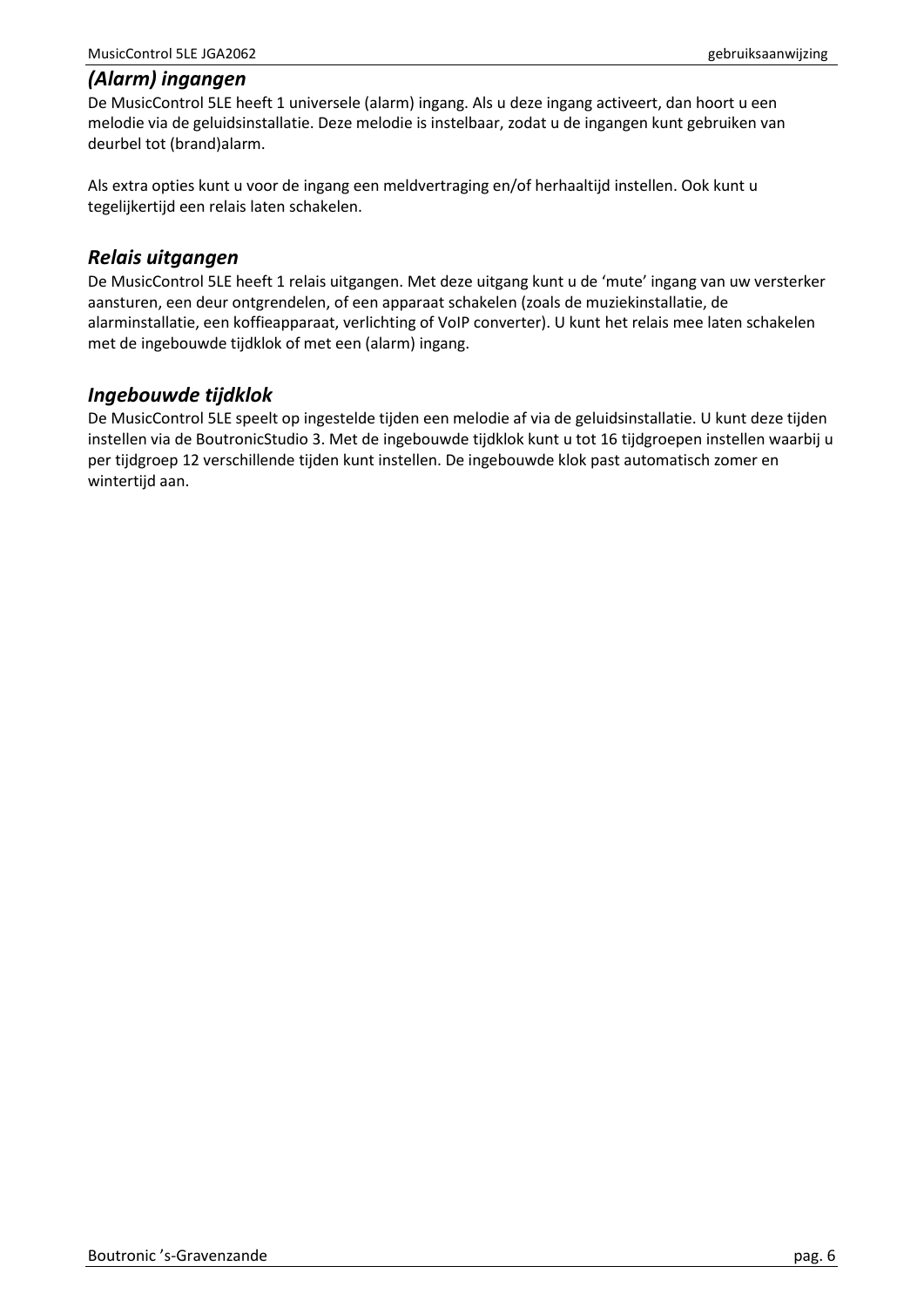## *(Alarm) ingangen*

De MusicControl 5LE heeft 1 universele (alarm) ingang. Als u deze ingang activeert, dan hoort u een melodie via de geluidsinstallatie. Deze melodie is instelbaar, zodat u de ingangen kunt gebruiken van deurbel tot (brand)alarm.

Als extra opties kunt u voor de ingang een meldvertraging en/of herhaaltijd instellen. Ook kunt u tegelijkertijd een relais laten schakelen.

## *Relais uitgangen*

De MusicControl 5LE heeft 1 relais uitgangen. Met deze uitgang kunt u de 'mute' ingang van uw versterker aansturen, een deur ontgrendelen, of een apparaat schakelen (zoals de muziekinstallatie, de alarminstallatie, een koffieapparaat, verlichting of VoIP converter). U kunt het relais mee laten schakelen met de ingebouwde tijdklok of met een (alarm) ingang.

## *Ingebouwde tijdklok*

De MusicControl 5LE speelt op ingestelde tijden een melodie af via de geluidsinstallatie. U kunt deze tijden instellen via de BoutronicStudio 3. Met de ingebouwde tijdklok kunt u tot 16 tijdgroepen instellen waarbij u per tijdgroep 12 verschillende tijden kunt instellen. De ingebouwde klok past automatisch zomer en wintertijd aan.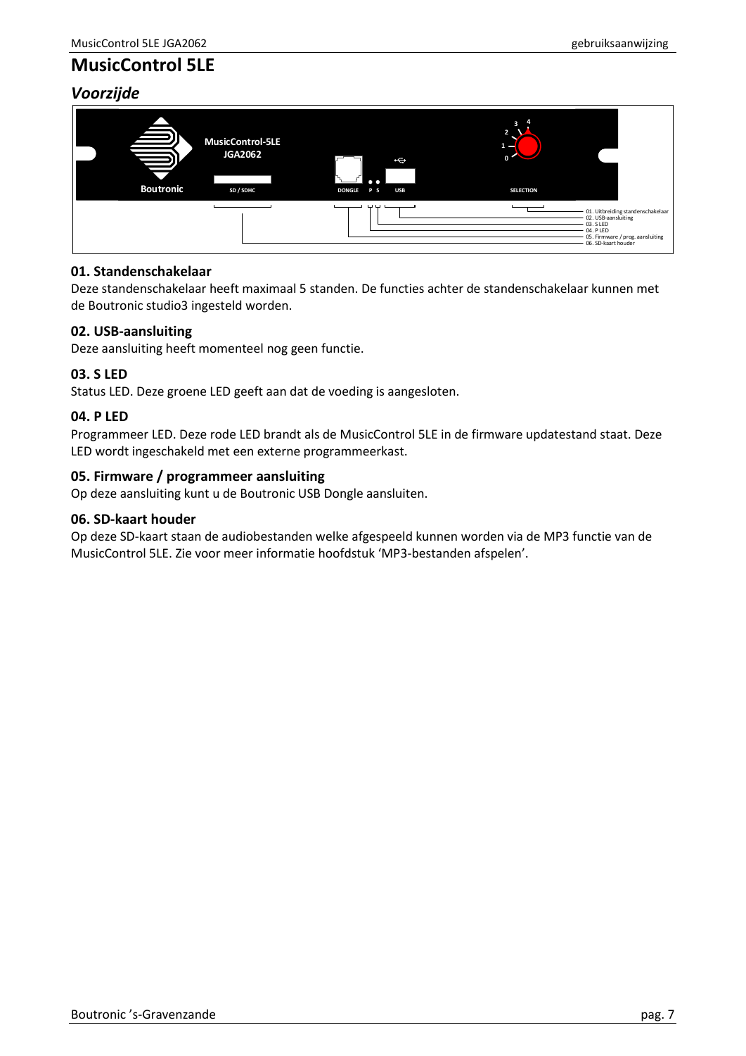# MusicControl 5LE

## *Voorzijde*

### 01. Standenschakelaar

Deze standenschakelaar heeft maximaal 5 standen. De functies achter de standenschakelaar kunnen met de Boutronic studio3 ingesteld worden.

### 02. USB-aansluiting

Deze aansluiting heeft momenteel nog geen functie.

### 03. S LED

Status LED. Deze groene LED geeft aan dat de voeding is aangesloten.

### 04. P LED

Programmeer LED. Deze rode LED brandt als de MusicControl 5LE in de firmware updatestand staat. Deze LED wordt ingeschakeld met een externe programmeerkast.

### 05. Firmware / programmeer aansluiting

Op deze aansluiting kunt u de Boutronic USB Dongle aansluiten.

### 06. SD-kaart houder

Op deze SD-kaart staan de audiobestanden welke afgespeeld kunnen worden via de MP3 functie van de MusicControl 5LE. Zie voor meer informatie hoofdstuk 'MP3-bestanden afspelen'.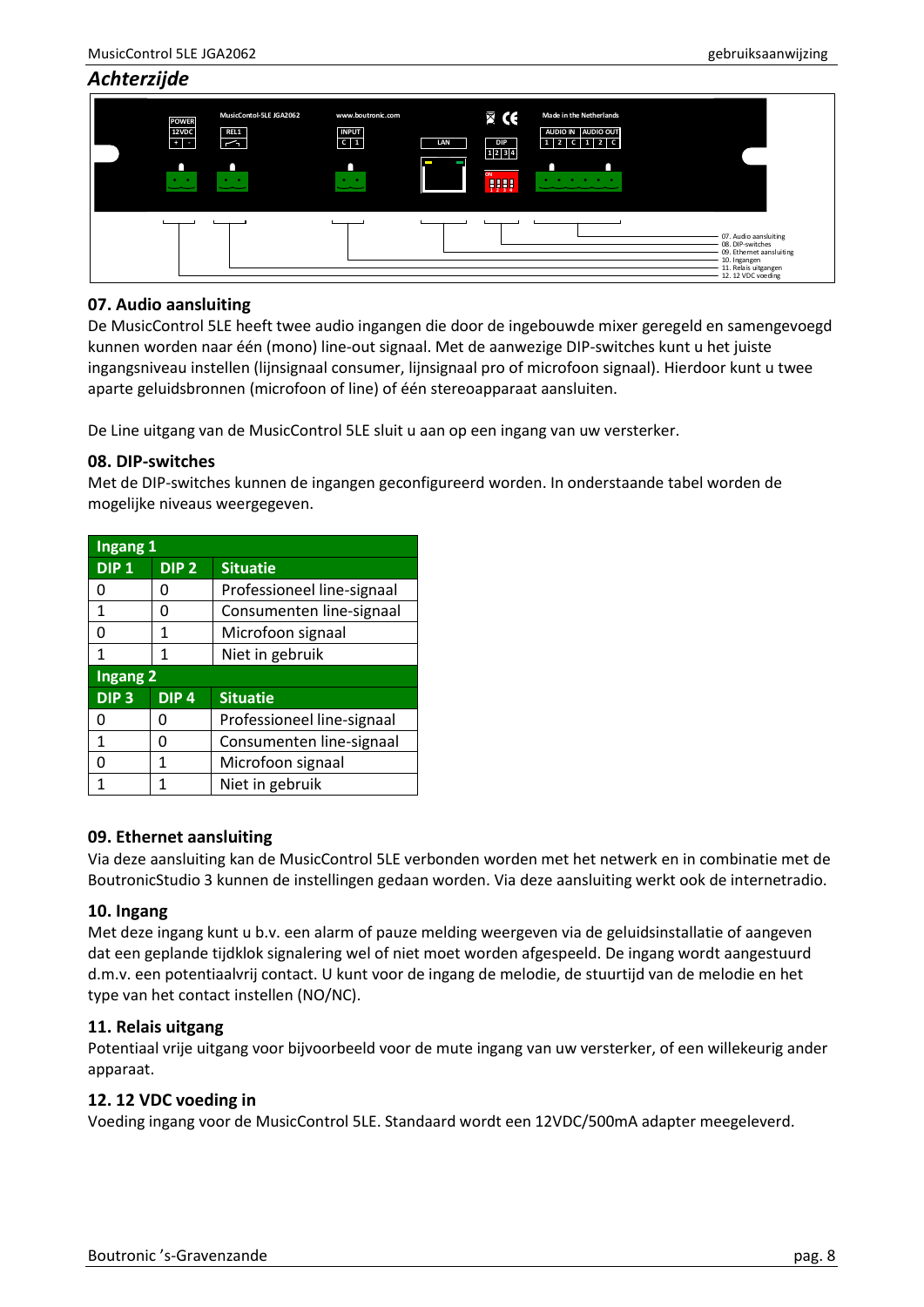## Achterzijde

07. Audio aansluiting
08. DIP-switches
09. Ethernet aansluiting
10. Ingangen
11. Relais uitgangen
12. 12 VDC voeding

### 07. Audio aansluiting

De MusicControl 5LE heeft twee audio ingangen die door de ingebouwde mixer geregeld en samengevoegd kunnen worden naar één (mono) line-out signaal. Met de aanwezige DIP-switches kunt u het juiste ingangsniveau instellen (lijnsignaal consumer, lijnsignaal pro of microfoon signaal). Hierdoor kunt u twee aparte geluidsbronnen (microfoon of line) of één stereoapparaat aansluiten.

De Line uitgang van de MusicControl 5LE sluit u aan op een ingang van uw versterker.

### 08. DIP-switches

Met de DIP-switches kunnen de ingangen geconfigureerd worden. In onderstaande tabel worden de mogelijke niveaus weergegeven.

| Ingang 1 | | |
|---|---|---|
| **DIP 1** | **DIP 2** | **Situatie** |
| 0 | 0 | Professioneel line-signaal |
| 1 | 0 | Consumenten line-signaal |
| 0 | 1 | Microfoon signaal |
| 1 | 1 | Niet in gebruik |
| **Ingang 2** | | |
| **DIP 3** | **DIP 4** | **Situatie** |
| 0 | 0 | Professioneel line-signaal |
| 1 | 0 | Consumenten line-signaal |
| 0 | 1 | Microfoon signaal |
| 1 | 1 | Niet in gebruik |

### 09. Ethernet aansluiting

Via deze aansluiting kan de MusicControl 5LE verbonden worden met het netwerk en in combinatie met de BoutronicStudio 3 kunnen de instellingen gedaan worden. Via deze aansluiting werkt ook de internetradio.

### 10. Ingang

Met deze ingang kunt u b.v. een alarm of pauze melding weergeven via de geluidsinstallatie of aangeven dat een geplande tijdklok signalering wel of niet moet worden afgespeeld. De ingang wordt aangestuurd d.m.v. een potentiaalvrij contact. U kunt voor de ingang de melodie, de stuurtijd van de melodie en het type van het contact instellen (NO/NC).

### 11. Relais uitgang

Potentiaal vrije uitgang voor bijvoorbeeld voor de mute ingang van uw versterker, of een willekeurig ander apparaat.

### 12. 12 VDC voeding in

Voeding ingang voor de MusicControl 5LE. Standaard wordt een 12VDC/500mA adapter meegeleverd.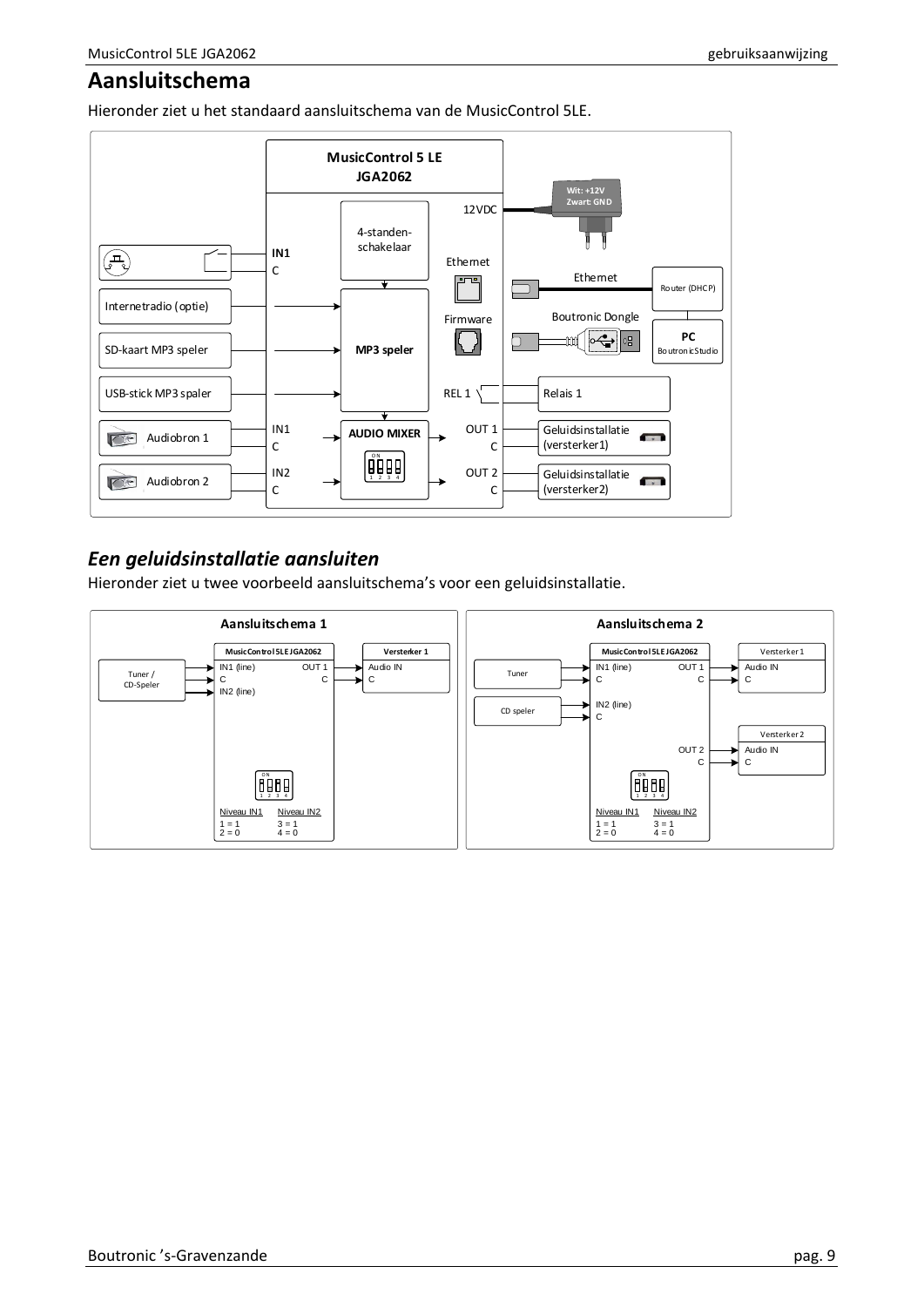# Aansluitschema

Hieronder ziet u het standaard aansluitschema van de MusicControl 5LE.

MusicControl 5 LE
JGA2062

4-standen-schakelaar

12VDC

Wit: +12V
Zwart: GND

IN1
C

Ethernet

Ethernet

Router (DHCP)

Internetradio (optie)

Firmware

Boutronic Dongle

PC
BoutronicStudio

SD-kaart MP3 speler

MP3 speler

USB-stick MP3 spaler

REL 1

Relais 1

Audiobron 1

IN1
C

AUDIO MIXER

OUT 1
C

Geluidsinstallatie
(versterker1)

Audiobron 2

IN2
C

OUT 2
C

Geluidsinstallatie
(versterker2)

## *Een geluidsinstallatie aansluiten*

Hieronder ziet u twee voorbeeld aansluitschema's voor een geluidsinstallatie.

**Aansluitschema 1**

Tuner / CD-Speler

MusicControl 5LE JGA2062
IN1 (line)
C
IN2 (line)
OUT 1
C

Versterker 1
Audio IN
C

Niveau IN1
1 = 1
2 = 0

Niveau IN2
3 = 1
4 = 0

**Aansluitschema 2**

Tuner

CD speler

MusicControl 5LE JGA2062
IN1 (line)
C
IN2 (line)
C
OUT 1
C
OUT 2
C

Versterker 1
Audio IN
C

Versterker 2
Audio IN
C

Niveau IN1
1 = 1
2 = 0

Niveau IN2
3 = 1
4 = 0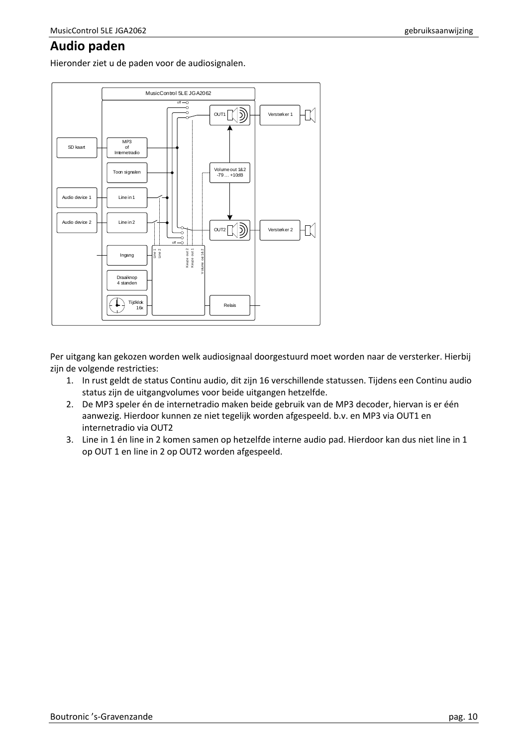## Audio paden

Hieronder ziet u de paden voor de audiosignalen.

Per uitgang kan gekozen worden welk audiosignaal doorgestuurd moet worden naar de versterker. Hierbij zijn de volgende restricties:

1. In rust geldt de status Continu audio, dit zijn 16 verschillende statussen. Tijdens een Continu audio status zijn de uitgangvolumes voor beide uitgangen hetzelfde.
2. De MP3 speler én de internetradio maken beide gebruik van de MP3 decoder, hiervan is er één aanwezig. Hierdoor kunnen ze niet tegelijk worden afgespeeld. b.v. en MP3 via OUT1 en internetradio via OUT2
3. Line in 1 én line in 2 komen samen op hetzelfde interne audio pad. Hierdoor kan dus niet line in 1 op OUT 1 en line in 2 op OUT2 worden afgespeeld.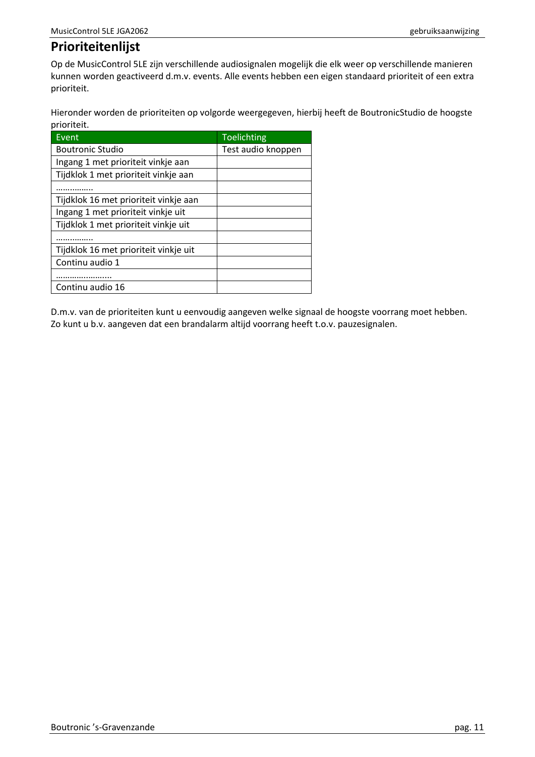# Prioriteitenlijst

Op de MusicControl 5LE zijn verschillende audiosignalen mogelijk die elk weer op verschillende manieren kunnen worden geactiveerd d.m.v. events. Alle events hebben een eigen standaard prioriteit of een extra prioriteit.

Hieronder worden de prioriteiten op volgorde weergegeven, hierbij heeft de BoutronicStudio de hoogste prioriteit.

| Event | Toelichting |
|---|---|
| Boutronic Studio | Test audio knoppen |
| Ingang 1 met prioriteit vinkje aan | |
| Tijdklok 1 met prioriteit vinkje aan | |
| …………… | |
| Tijdklok 16 met prioriteit vinkje aan | |
| Ingang 1 met prioriteit vinkje uit | |
| Tijdklok 1 met prioriteit vinkje uit | |
| …………… | |
| Tijdklok 16 met prioriteit vinkje uit | |
| Continu audio 1 | |
| ……………….... | |
| Continu audio 16 | |

D.m.v. van de prioriteiten kunt u eenvoudig aangeven welke signaal de hoogste voorrang moet hebben. Zo kunt u b.v. aangeven dat een brandalarm altijd voorrang heeft t.o.v. pauzesignalen.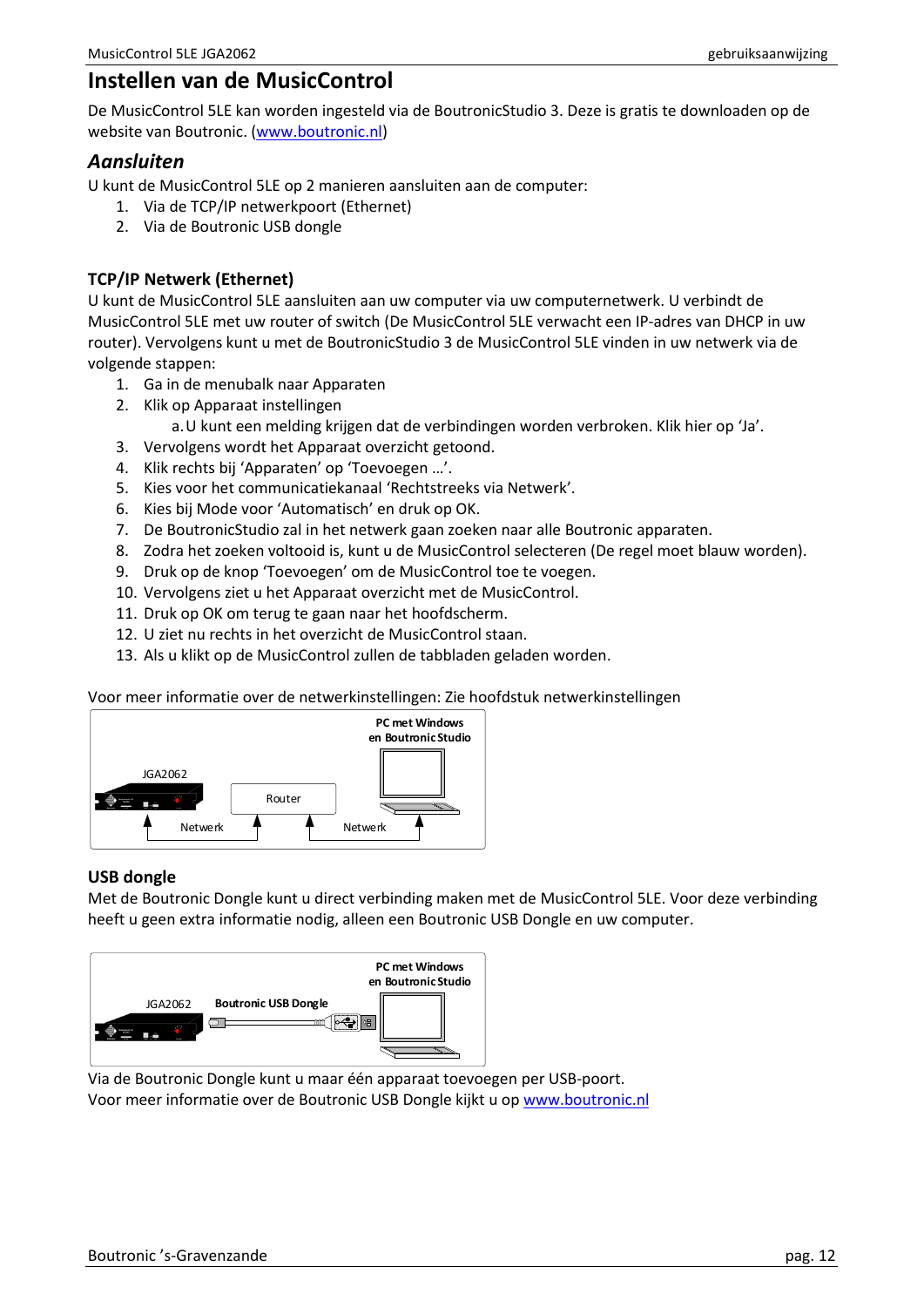# Instellen van de MusicControl

De MusicControl 5LE kan worden ingesteld via de BoutronicStudio 3. Deze is gratis te downloaden op de website van Boutronic. (www.boutronic.nl)

## *Aansluiten*

U kunt de MusicControl 5LE op 2 manieren aansluiten aan de computer:

1. Via de TCP/IP netwerkpoort (Ethernet)
2. Via de Boutronic USB dongle

### TCP/IP Netwerk (Ethernet)

U kunt de MusicControl 5LE aansluiten aan uw computer via uw computernetwerk. U verbindt de MusicControl 5LE met uw router of switch (De MusicControl 5LE verwacht een IP-adres van DHCP in uw router). Vervolgens kunt u met de BoutronicStudio 3 de MusicControl 5LE vinden in uw netwerk via de volgende stappen:

1. Ga in de menubalk naar Apparaten
2. Klik op Apparaat instellingen
   a. U kunt een melding krijgen dat de verbindingen worden verbroken. Klik hier op 'Ja'.
3. Vervolgens wordt het Apparaat overzicht getoond.
4. Klik rechts bij 'Apparaten' op 'Toevoegen …'.
5. Kies voor het communicatiekanaal 'Rechtstreeks via Netwerk'.
6. Kies bij Mode voor 'Automatisch' en druk op OK.
7. De BoutronicStudio zal in het netwerk gaan zoeken naar alle Boutronic apparaten.
8. Zodra het zoeken voltooid is, kunt u de MusicControl selecteren (De regel moet blauw worden).
9. Druk op de knop 'Toevoegen' om de MusicControl toe te voegen.
10. Vervolgens ziet u het Apparaat overzicht met de MusicControl.
11. Druk op OK om terug te gaan naar het hoofdscherm.
12. U ziet nu rechts in het overzicht de MusicControl staan.
13. Als u klikt op de MusicControl zullen de tabbladen geladen worden.

Voor meer informatie over de netwerkinstellingen: Zie hoofdstuk netwerkinstellingen

### USB dongle

Met de Boutronic Dongle kunt u direct verbinding maken met de MusicControl 5LE. Voor deze verbinding heeft u geen extra informatie nodig, alleen een Boutronic USB Dongle en uw computer.

Via de Boutronic Dongle kunt u maar één apparaat toevoegen per USB-poort.
Voor meer informatie over de Boutronic USB Dongle kijkt u op www.boutronic.nl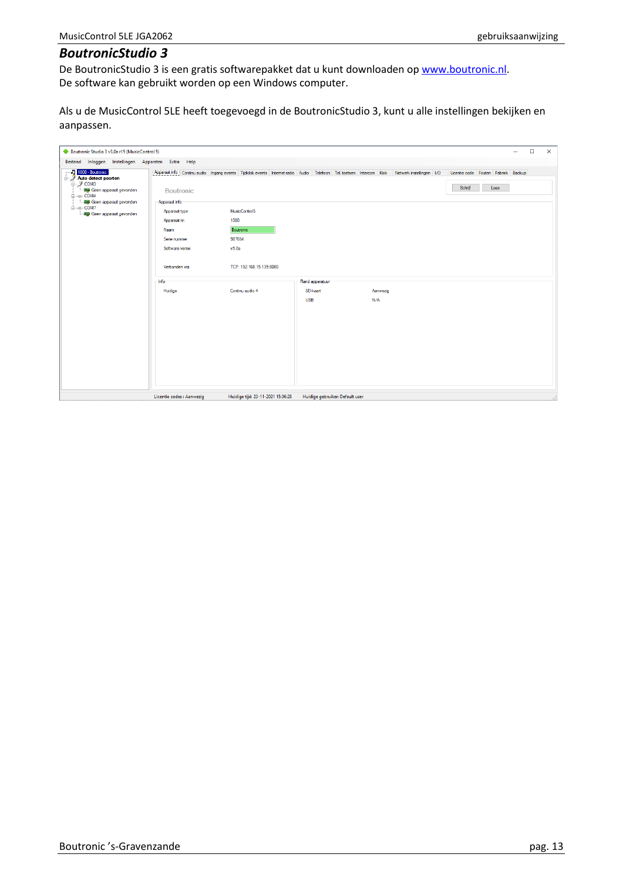## BoutronicStudio 3

De BoutronicStudio 3 is een gratis softwarepakket dat u kunt downloaden op www.boutronic.nl.
De software kan gebruikt worden op een Windows computer.

Als u de MusicControl 5LE heeft toegevoegd in de BoutronicStudio 3, kunt u alle instellingen bekijken en aanpassen.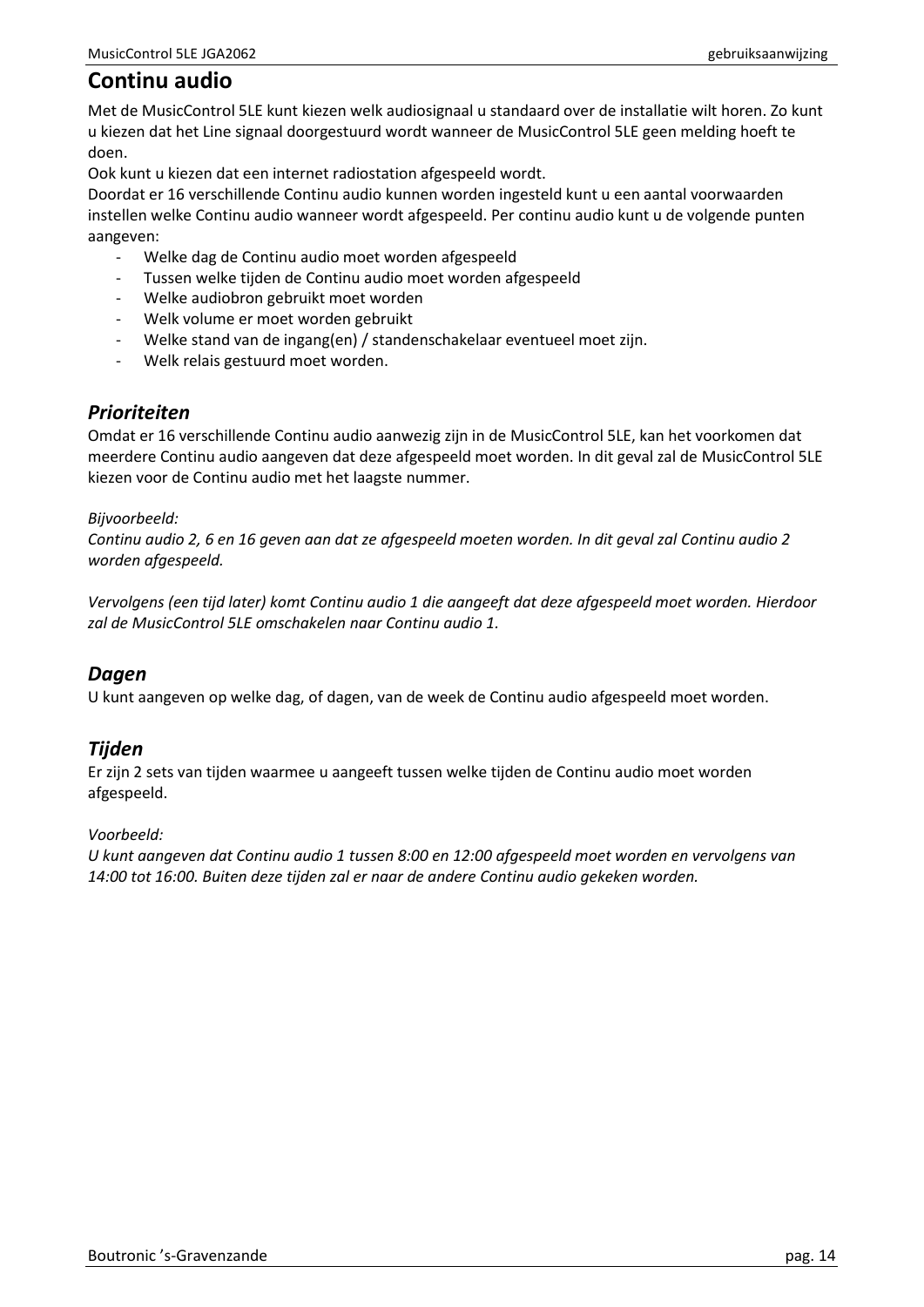# Continu audio

Met de MusicControl 5LE kunt kiezen welk audiosignaal u standaard over de installatie wilt horen. Zo kunt u kiezen dat het Line signaal doorgestuurd wordt wanneer de MusicControl 5LE geen melding hoeft te doen.
Ook kunt u kiezen dat een internet radiostation afgespeeld wordt.
Doordat er 16 verschillende Continu audio kunnen worden ingesteld kunt u een aantal voorwaarden instellen welke Continu audio wanneer wordt afgespeeld. Per continu audio kunt u de volgende punten aangeven:

- Welke dag de Continu audio moet worden afgespeeld
- Tussen welke tijden de Continu audio moet worden afgespeeld
- Welke audiobron gebruikt moet worden
- Welk volume er moet worden gebruikt
- Welke stand van de ingang(en) / standenschakelaar eventueel moet zijn.
- Welk relais gestuurd moet worden.

## *Prioriteiten*

Omdat er 16 verschillende Continu audio aanwezig zijn in de MusicControl 5LE, kan het voorkomen dat meerdere Continu audio aangeven dat deze afgespeeld moet worden. In dit geval zal de MusicControl 5LE kiezen voor de Continu audio met het laagste nummer.

*Bijvoorbeeld:*
*Continu audio 2, 6 en 16 geven aan dat ze afgespeeld moeten worden. In dit geval zal Continu audio 2 worden afgespeeld.*

*Vervolgens (een tijd later) komt Continu audio 1 die aangeeft dat deze afgespeeld moet worden. Hierdoor zal de MusicControl 5LE omschakelen naar Continu audio 1.*

## *Dagen*

U kunt aangeven op welke dag, of dagen, van de week de Continu audio afgespeeld moet worden.

## *Tijden*

Er zijn 2 sets van tijden waarmee u aangeeft tussen welke tijden de Continu audio moet worden afgespeeld.

*Voorbeeld:*
*U kunt aangeven dat Continu audio 1 tussen 8:00 en 12:00 afgespeeld moet worden en vervolgens van 14:00 tot 16:00. Buiten deze tijden zal er naar de andere Continu audio gekeken worden.*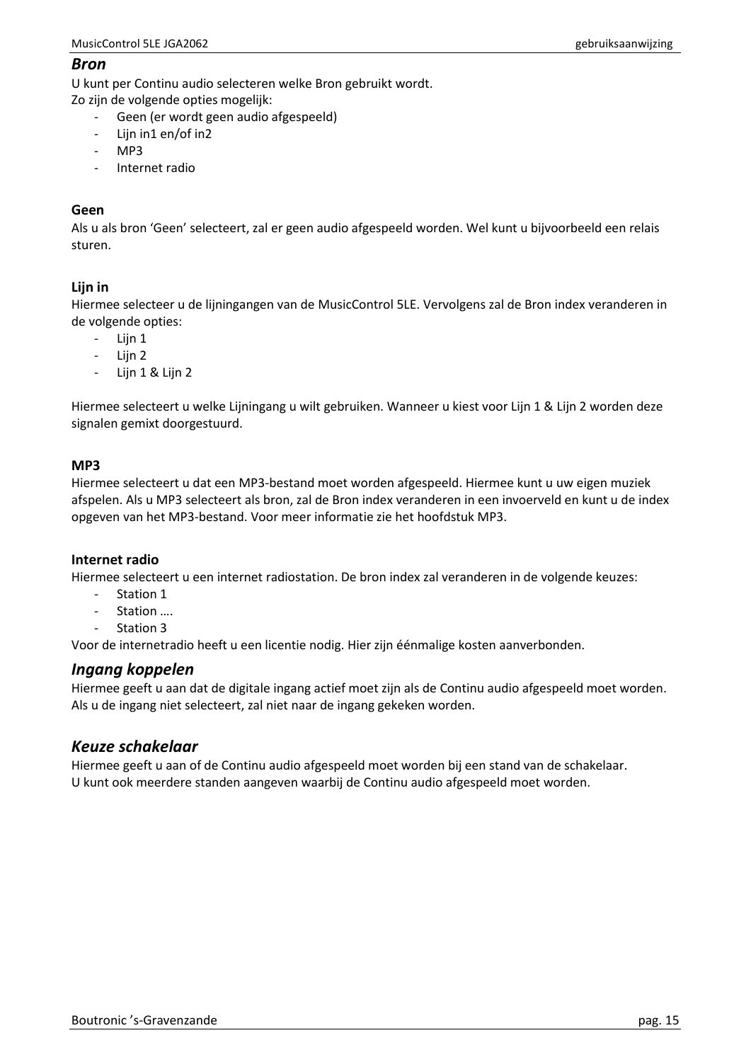## *Bron*

U kunt per Continu audio selecteren welke Bron gebruikt wordt.
Zo zijn de volgende opties mogelijk:

- Geen (er wordt geen audio afgespeeld)
- Lijn in1 en/of in2
- MP3
- Internet radio

### Geen

Als u als bron 'Geen' selecteert, zal er geen audio afgespeeld worden. Wel kunt u bijvoorbeeld een relais sturen.

### Lijn in

Hiermee selecteer u de lijningangen van de MusicControl 5LE. Vervolgens zal de Bron index veranderen in de volgende opties:

- Lijn 1
- Lijn 2
- Lijn 1 & Lijn 2

Hiermee selecteert u welke Lijningang u wilt gebruiken. Wanneer u kiest voor Lijn 1 & Lijn 2 worden deze signalen gemixt doorgestuurd.

### MP3

Hiermee selecteert u dat een MP3-bestand moet worden afgespeeld. Hiermee kunt u uw eigen muziek afspelen. Als u MP3 selecteert als bron, zal de Bron index veranderen in een invoerveld en kunt u de index opgeven van het MP3-bestand. Voor meer informatie zie het hoofdstuk MP3.

### Internet radio

Hiermee selecteert u een internet radiostation. De bron index zal veranderen in de volgende keuzes:

- Station 1
- Station ….
- Station 3

Voor de internetradio heeft u een licentie nodig. Hier zijn éénmalige kosten aanverbonden.

## *Ingang koppelen*

Hiermee geeft u aan dat de digitale ingang actief moet zijn als de Continu audio afgespeeld moet worden. Als u de ingang niet selecteert, zal niet naar de ingang gekeken worden.

## *Keuze schakelaar*

Hiermee geeft u aan of de Continu audio afgespeeld moet worden bij een stand van de schakelaar.
U kunt ook meerdere standen aangeven waarbij de Continu audio afgespeeld moet worden.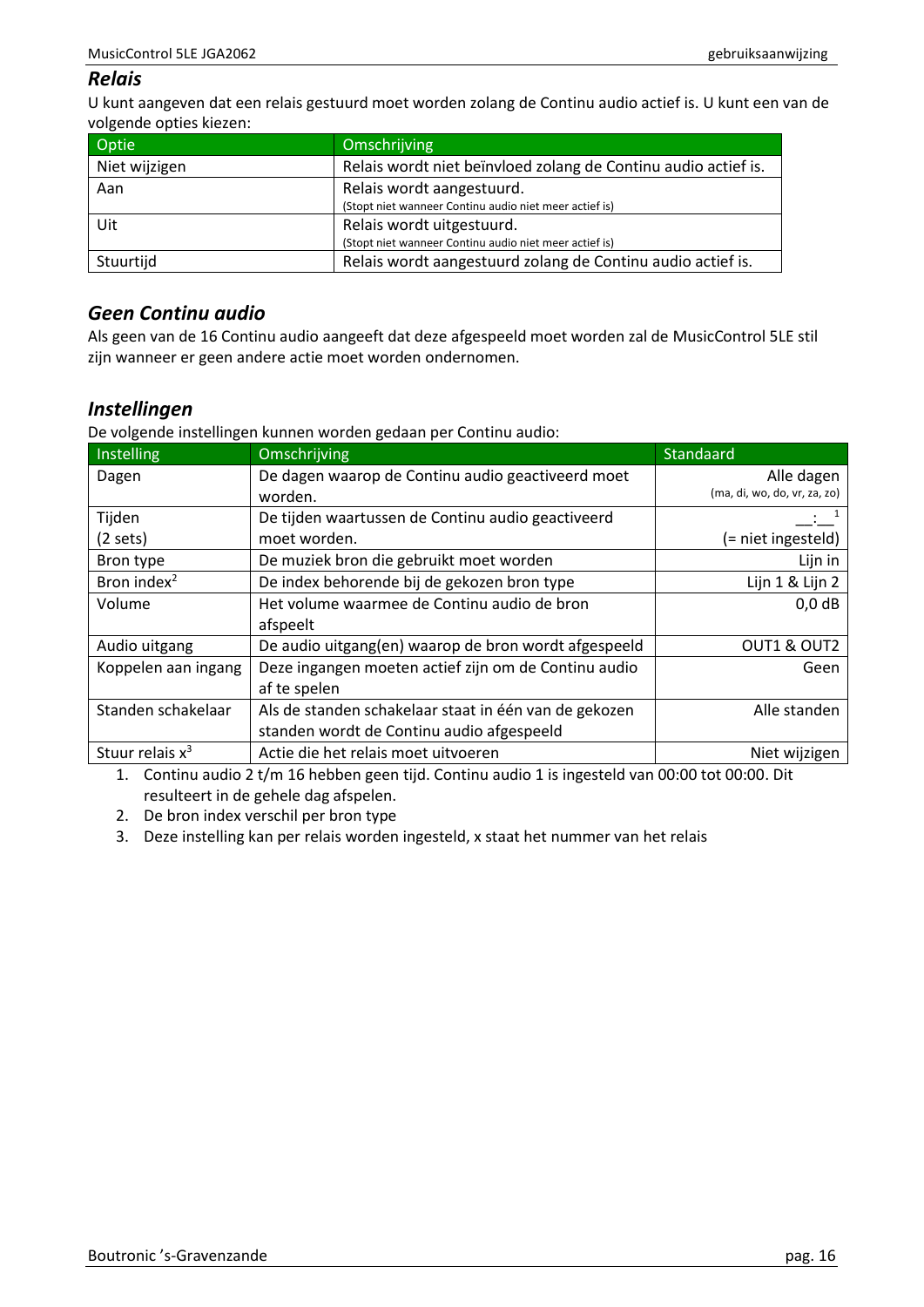### *Relais*

U kunt aangeven dat een relais gestuurd moet worden zolang de Continu audio actief is. U kunt een van de volgende opties kiezen:

| Optie | Omschrijving |
|---|---|
| Niet wijzigen | Relais wordt niet beïnvloed zolang de Continu audio actief is. |
| Aan | Relais wordt aangestuurd. (Stopt niet wanneer Continu audio niet meer actief is) |
| Uit | Relais wordt uitgestuurd. (Stopt niet wanneer Continu audio niet meer actief is) |
| Stuurtijd | Relais wordt aangestuurd zolang de Continu audio actief is. |

### *Geen Continu audio*

Als geen van de 16 Continu audio aangeeft dat deze afgespeeld moet worden zal de MusicControl 5LE stil zijn wanneer er geen andere actie moet worden ondernomen.

### *Instellingen*

De volgende instellingen kunnen worden gedaan per Continu audio:

| Instelling | Omschrijving | Standaard |
|---|---|---|
| Dagen | De dagen waarop de Continu audio geactiveerd moet worden. | Alle dagen (ma, di, wo, do, vr, za, zo) |
| Tijden (2 sets) | De tijden waartussen de Continu audio geactiveerd moet worden. | __:__[1] (= niet ingesteld) |
| Bron type | De muziek bron die gebruikt moet worden | Lijn in |
| Bron index[2] | De index behorende bij de gekozen bron type | Lijn 1 & Lijn 2 |
| Volume | Het volume waarmee de Continu audio de bron afspeelt | 0,0 dB |
| Audio uitgang | De audio uitgang(en) waarop de bron wordt afgespeeld | OUT1 & OUT2 |
| Koppelen aan ingang | Deze ingangen moeten actief zijn om de Continu audio af te spelen | Geen |
| Standen schakelaar | Als de standen schakelaar staat in één van de gekozen standen wordt de Continu audio afgespeeld | Alle standen |
| Stuur relais x[3] | Actie die het relais moet uitvoeren | Niet wijzigen |

1. Continu audio 2 t/m 16 hebben geen tijd. Continu audio 1 is ingesteld van 00:00 tot 00:00. Dit resulteert in de gehele dag afspelen.
2. De bron index verschil per bron type
3. Deze instelling kan per relais worden ingesteld, x staat het nummer van het relais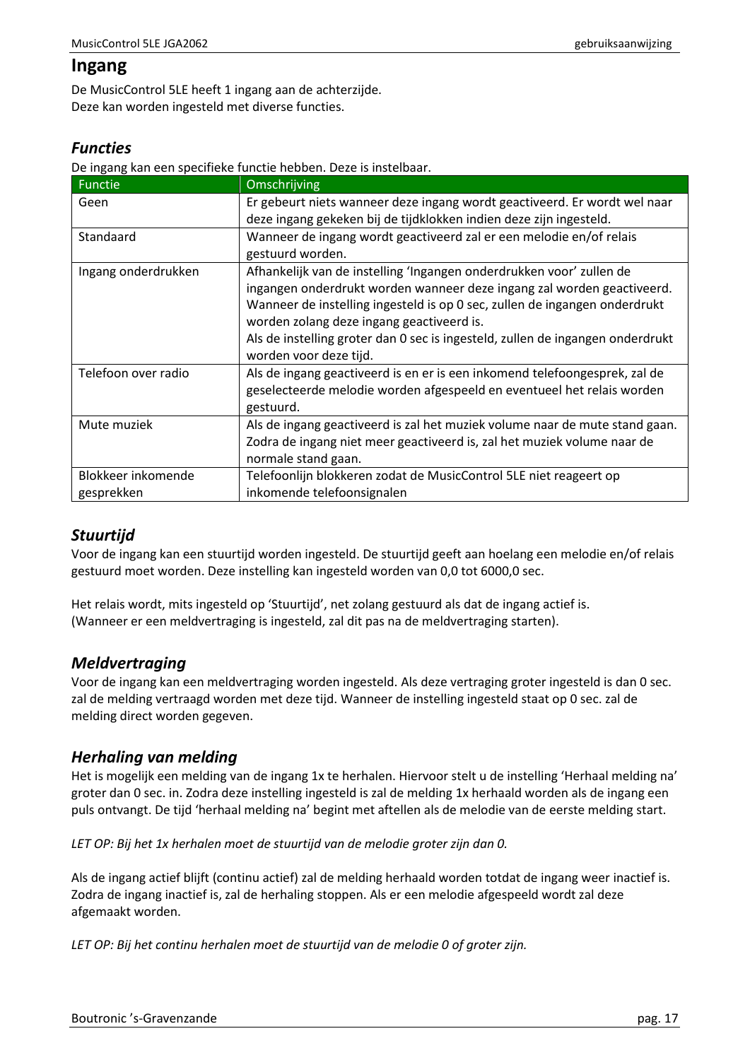# Ingang

De MusicControl 5LE heeft 1 ingang aan de achterzijde.
Deze kan worden ingesteld met diverse functies.

## *Functies*

De ingang kan een specifieke functie hebben. Deze is instelbaar.

| Functie | Omschrijving |
|---|---|
| Geen | Er gebeurt niets wanneer deze ingang wordt geactiveerd. Er wordt wel naar deze ingang gekeken bij de tijdklokken indien deze zijn ingesteld. |
| Standaard | Wanneer de ingang wordt geactiveerd zal er een melodie en/of relais gestuurd worden. |
| Ingang onderdrukken | Afhankelijk van de instelling 'Ingangen onderdrukken voor' zullen de ingangen onderdrukt worden wanneer deze ingang zal worden geactiveerd. Wanneer de instelling ingesteld is op 0 sec, zullen de ingangen onderdrukt worden zolang deze ingang geactiveerd is. Als de instelling groter dan 0 sec is ingesteld, zullen de ingangen onderdrukt worden voor deze tijd. |
| Telefoon over radio | Als de ingang geactiveerd is en er is een inkomend telefoongesprek, zal de geselecteerde melodie worden afgespeeld en eventueel het relais worden gestuurd. |
| Mute muziek | Als de ingang geactiveerd is zal het muziek volume naar de mute stand gaan. Zodra de ingang niet meer geactiveerd is, zal het muziek volume naar de normale stand gaan. |
| Blokkeer inkomende gesprekken | Telefoonlijn blokkeren zodat de MusicControl 5LE niet reageert op inkomende telefoonsignalen |

## *Stuurtijd*

Voor de ingang kan een stuurtijd worden ingesteld. De stuurtijd geeft aan hoelang een melodie en/of relais gestuurd moet worden. Deze instelling kan ingesteld worden van 0,0 tot 6000,0 sec.

Het relais wordt, mits ingesteld op 'Stuurtijd', net zolang gestuurd als dat de ingang actief is.
(Wanneer er een meldvertraging is ingesteld, zal dit pas na de meldvertraging starten).

## *Meldvertraging*

Voor de ingang kan een meldvertraging worden ingesteld. Als deze vertraging groter ingesteld is dan 0 sec. zal de melding vertraagd worden met deze tijd. Wanneer de instelling ingesteld staat op 0 sec. zal de melding direct worden gegeven.

## *Herhaling van melding*

Het is mogelijk een melding van de ingang 1x te herhalen. Hiervoor stelt u de instelling 'Herhaal melding na' groter dan 0 sec. in. Zodra deze instelling ingesteld is zal de melding 1x herhaald worden als de ingang een puls ontvangt. De tijd 'herhaal melding na' begint met aftellen als de melodie van de eerste melding start.

*LET OP: Bij het 1x herhalen moet de stuurtijd van de melodie groter zijn dan 0.*

Als de ingang actief blijft (continu actief) zal de melding herhaald worden totdat de ingang weer inactief is. Zodra de ingang inactief is, zal de herhaling stoppen. Als er een melodie afgespeeld wordt zal deze afgemaakt worden.

*LET OP: Bij het continu herhalen moet de stuurtijd van de melodie 0 of groter zijn.*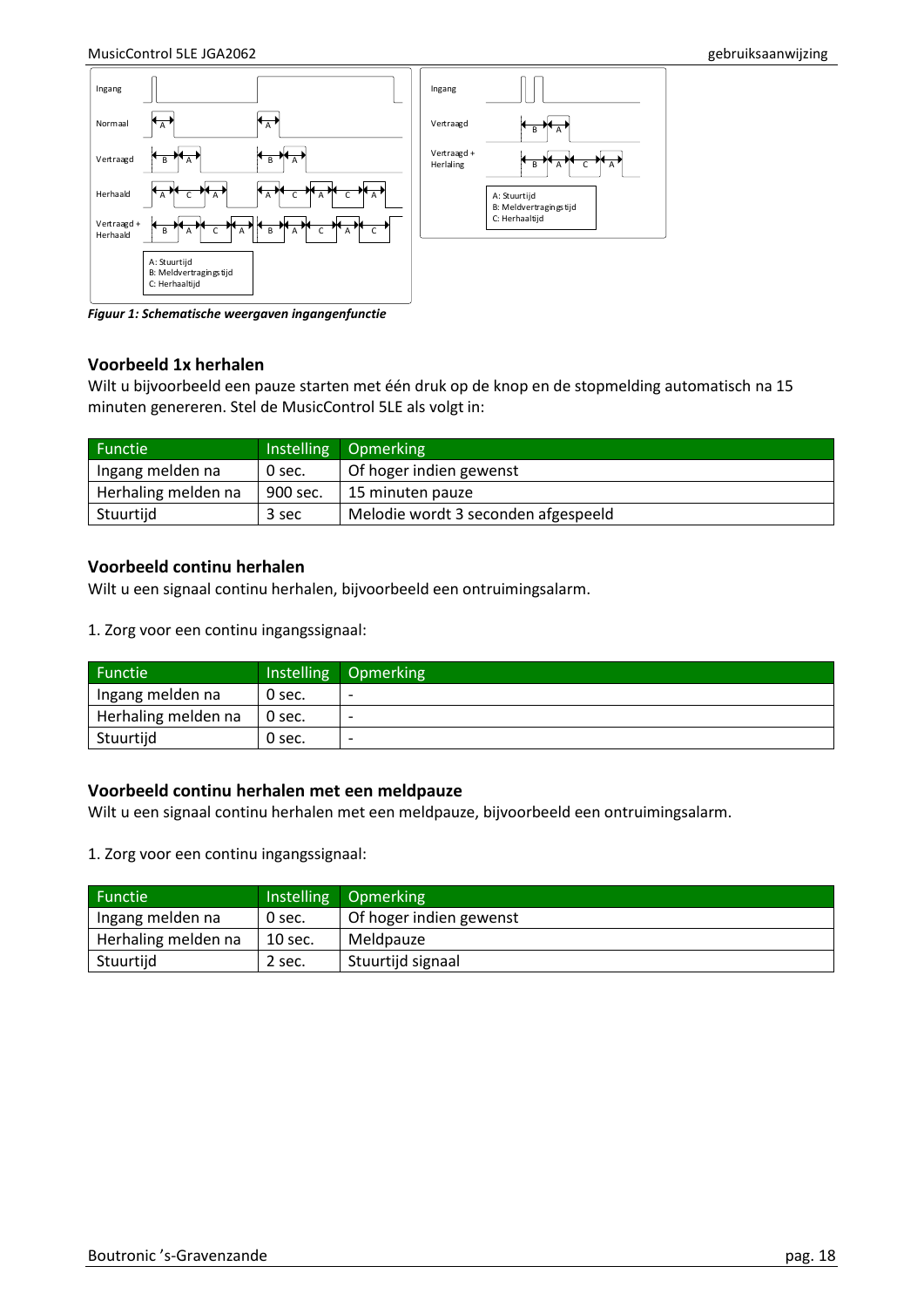Ingang

Normaal

Vertraagd

Herhaald

Vertraagd + Herhaald

A: Stuurtijd
B: Meldvertragingstijd
C: Herhaaltijd

Ingang

Vertraagd

Vertraagd + Herlaling

A: Stuurtijd
B: Meldvertragingstijd
C: Herhaaltijd

***Figuur 1: Schematische weergaven ingangenfunctie***

### Voorbeeld 1x herhalen

Wilt u bijvoorbeeld een pauze starten met één druk op de knop en de stopmelding automatisch na 15 minuten genereren. Stel de MusicControl 5LE als volgt in:

| Functie | Instelling | Opmerking |
|---|---|---|
| Ingang melden na | 0 sec. | Of hoger indien gewenst |
| Herhaling melden na | 900 sec. | 15 minuten pauze |
| Stuurtijd | 3 sec | Melodie wordt 3 seconden afgespeeld |

### Voorbeeld continu herhalen

Wilt u een signaal continu herhalen, bijvoorbeeld een ontruimingsalarm.

1. Zorg voor een continu ingangssignaal:

| Functie | Instelling | Opmerking |
|---|---|---|
| Ingang melden na | 0 sec. | - |
| Herhaling melden na | 0 sec. | - |
| Stuurtijd | 0 sec. | - |

### Voorbeeld continu herhalen met een meldpauze

Wilt u een signaal continu herhalen met een meldpauze, bijvoorbeeld een ontruimingsalarm.

1. Zorg voor een continu ingangssignaal:

| Functie | Instelling | Opmerking |
|---|---|---|
| Ingang melden na | 0 sec. | Of hoger indien gewenst |
| Herhaling melden na | 10 sec. | Meldpauze |
| Stuurtijd | 2 sec. | Stuurtijd signaal |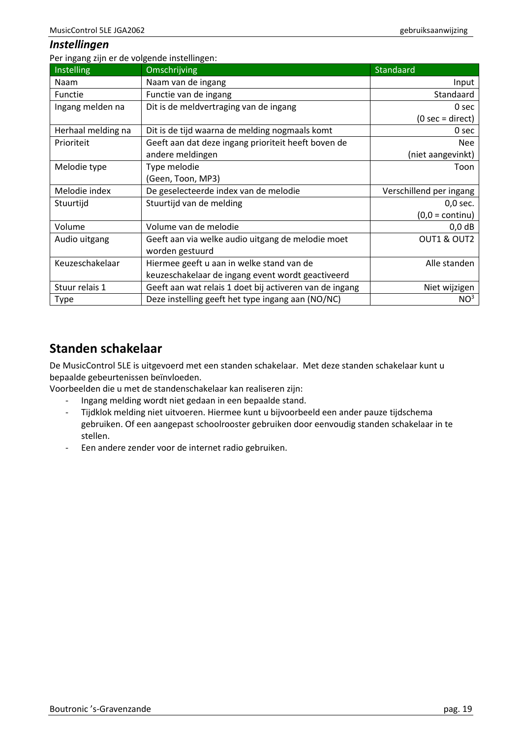### *Instellingen*

Per ingang zijn er de volgende instellingen:

| Instelling | Omschrijving | Standaard |
|---|---|---|
| Naam | Naam van de ingang | Input |
| Functie | Functie van de ingang | Standaard |
| Ingang melden na | Dit is de meldvertraging van de ingang | 0 sec (0 sec = direct) |
| Herhaal melding na | Dit is de tijd waarna de melding nogmaals komt | 0 sec |
| Prioriteit | Geeft aan dat deze ingang prioriteit heeft boven de andere meldingen | Nee (niet aangevinkt) |
| Melodie type | Type melodie (Geen, Toon, MP3) | Toon |
| Melodie index | De geselecteerde index van de melodie | Verschillend per ingang |
| Stuurtijd | Stuurtijd van de melding | 0,0 sec. (0,0 = continu) |
| Volume | Volume van de melodie | 0,0 dB |
| Audio uitgang | Geeft aan via welke audio uitgang de melodie moet worden gestuurd | OUT1 & OUT2 |
| Keuzeschakelaar | Hiermee geeft u aan in welke stand van de keuzeschakelaar de ingang event wordt geactiveerd | Alle standen |
| Stuur relais 1 | Geeft aan wat relais 1 doet bij activeren van de ingang | Niet wijzigen |
| Type | Deze instelling geeft het type ingang aan (NO/NC) | NO[3] |

## Standen schakelaar

De MusicControl 5LE is uitgevoerd met een standen schakelaar. Met deze standen schakelaar kunt u bepaalde gebeurtenissen beïnvloeden.
Voorbeelden die u met de standenschakelaar kan realiseren zijn:

- Ingang melding wordt niet gedaan in een bepaalde stand.
- Tijdklok melding niet uitvoeren. Hiermee kunt u bijvoorbeeld een ander pauze tijdschema gebruiken. Of een aangepast schoolrooster gebruiken door eenvoudig standen schakelaar in te stellen.
- Een andere zender voor de internet radio gebruiken.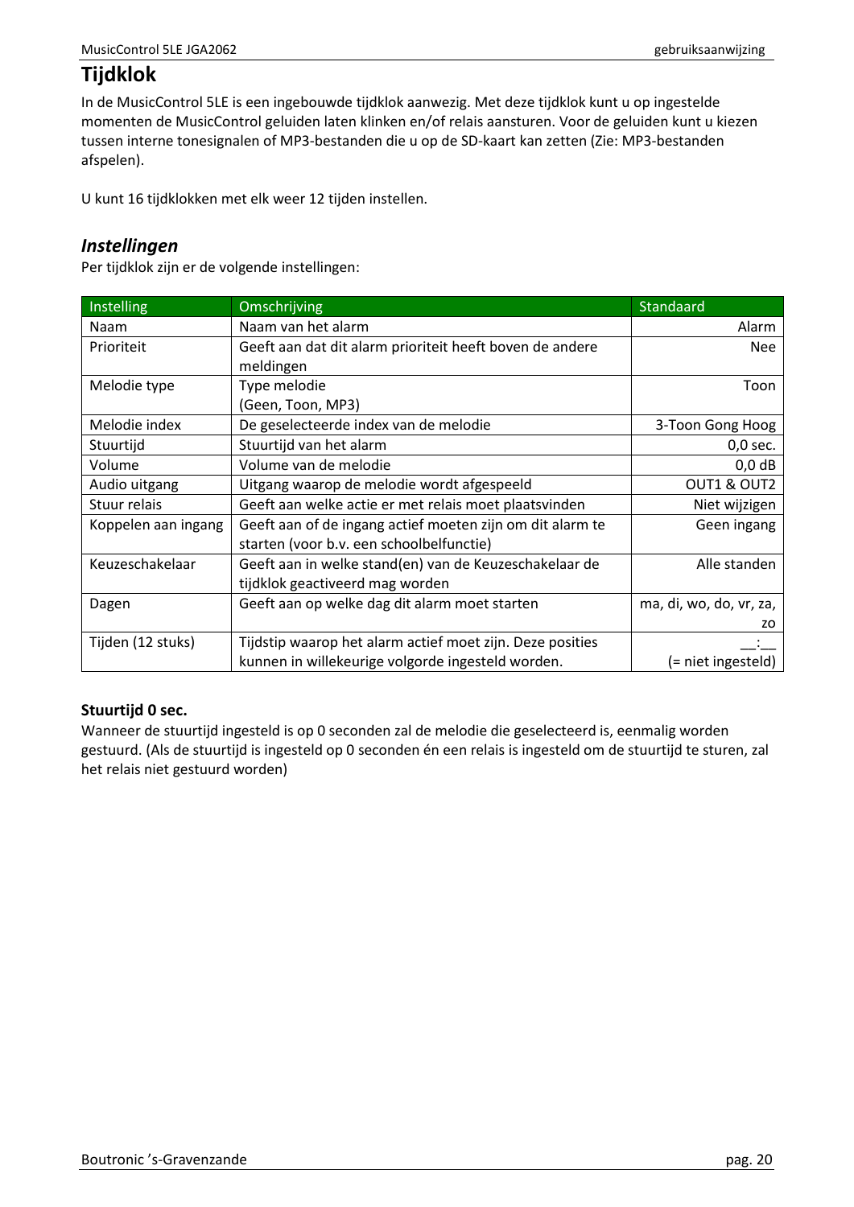# Tijdklok

In de MusicControl 5LE is een ingebouwde tijdklok aanwezig. Met deze tijdklok kunt u op ingestelde momenten de MusicControl geluiden laten klinken en/of relais aansturen. Voor de geluiden kunt u kiezen tussen interne tonesignalen of MP3-bestanden die u op de SD-kaart kan zetten (Zie: MP3-bestanden afspelen).

U kunt 16 tijdklokken met elk weer 12 tijden instellen.

## *Instellingen*

Per tijdklok zijn er de volgende instellingen:

| Instelling | Omschrijving | Standaard |
|---|---|---|
| Naam | Naam van het alarm | Alarm |
| Prioriteit | Geeft aan dat dit alarm prioriteit heeft boven de andere meldingen | Nee |
| Melodie type | Type melodie (Geen, Toon, MP3) | Toon |
| Melodie index | De geselecteerde index van de melodie | 3-Toon Gong Hoog |
| Stuurtijd | Stuurtijd van het alarm | 0,0 sec. |
| Volume | Volume van de melodie | 0,0 dB |
| Audio uitgang | Uitgang waarop de melodie wordt afgespeeld | OUT1 & OUT2 |
| Stuur relais | Geeft aan welke actie er met relais moet plaatsvinden | Niet wijzigen |
| Koppelen aan ingang | Geeft aan of de ingang actief moeten zijn om dit alarm te starten (voor b.v. een schoolbelfunctie) | Geen ingang |
| Keuzeschakelaar | Geeft aan in welke stand(en) van de Keuzeschakelaar de tijdklok geactiveerd mag worden | Alle standen |
| Dagen | Geeft aan op welke dag dit alarm moet starten | ma, di, wo, do, vr, za, zo |
| Tijden (12 stuks) | Tijdstip waarop het alarm actief moet zijn. Deze posities kunnen in willekeurige volgorde ingesteld worden. | __:__ (= niet ingesteld) |

**Stuurtijd 0 sec.**

Wanneer de stuurtijd ingesteld is op 0 seconden zal de melodie die geselecteerd is, eenmalig worden gestuurd. (Als de stuurtijd is ingesteld op 0 seconden én een relais is ingesteld om de stuurtijd te sturen, zal het relais niet gestuurd worden)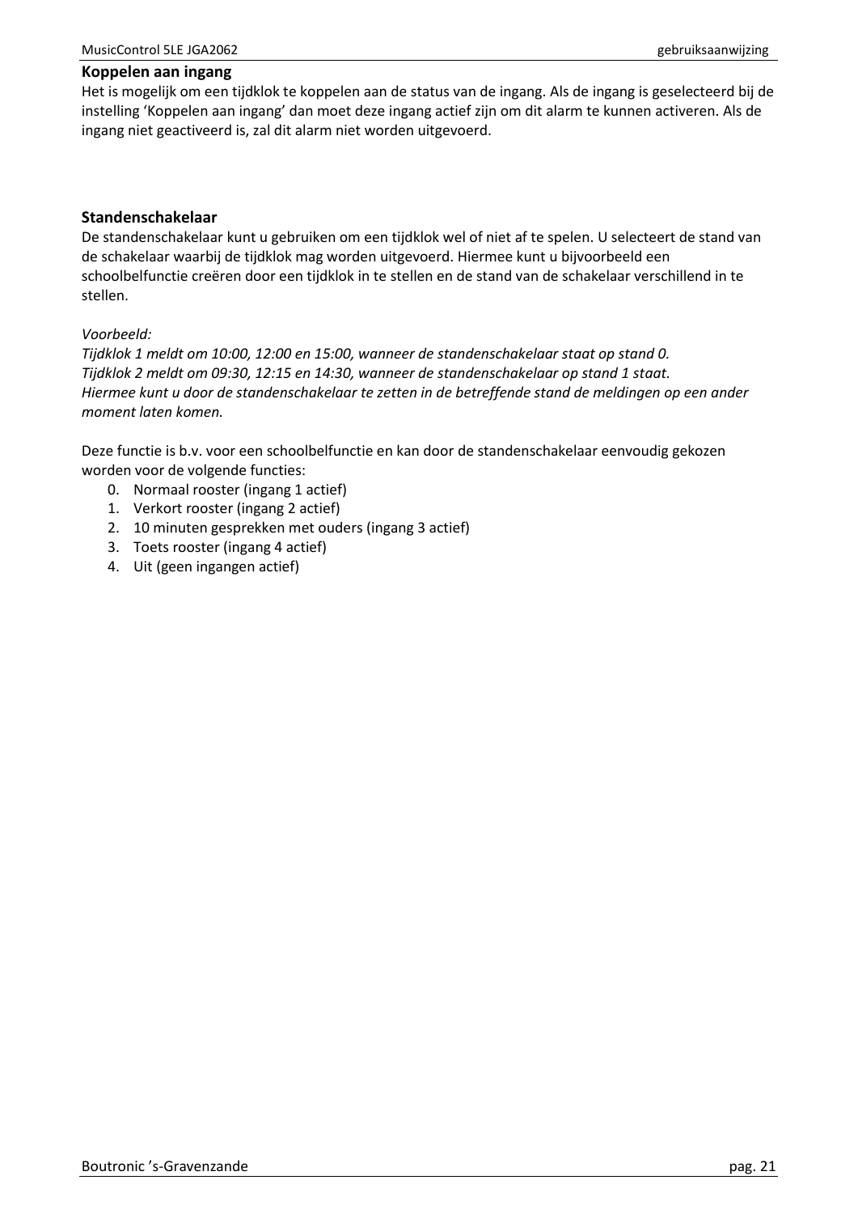### Koppelen aan ingang

Het is mogelijk om een tijdklok te koppelen aan de status van de ingang. Als de ingang is geselecteerd bij de instelling 'Koppelen aan ingang' dan moet deze ingang actief zijn om dit alarm te kunnen activeren. Als de ingang niet geactiveerd is, zal dit alarm niet worden uitgevoerd.

### Standenschakelaar

De standenschakelaar kunt u gebruiken om een tijdklok wel of niet af te spelen. U selecteert de stand van de schakelaar waarbij de tijdklok mag worden uitgevoerd. Hiermee kunt u bijvoorbeeld een schoolbelfunctie creëren door een tijdklok in te stellen en de stand van de schakelaar verschillend in te stellen.

*Voorbeeld:*
*Tijdklok 1 meldt om 10:00, 12:00 en 15:00, wanneer de standenschakelaar staat op stand 0.*
*Tijdklok 2 meldt om 09:30, 12:15 en 14:30, wanneer de standenschakelaar op stand 1 staat.*
*Hiermee kunt u door de standenschakelaar te zetten in de betreffende stand de meldingen op een ander moment laten komen.*

Deze functie is b.v. voor een schoolbelfunctie en kan door de standenschakelaar eenvoudig gekozen worden voor de volgende functies:

0. Normaal rooster (ingang 1 actief)
1. Verkort rooster (ingang 2 actief)
2. 10 minuten gesprekken met ouders (ingang 3 actief)
3. Toets rooster (ingang 4 actief)
4. Uit (geen ingangen actief)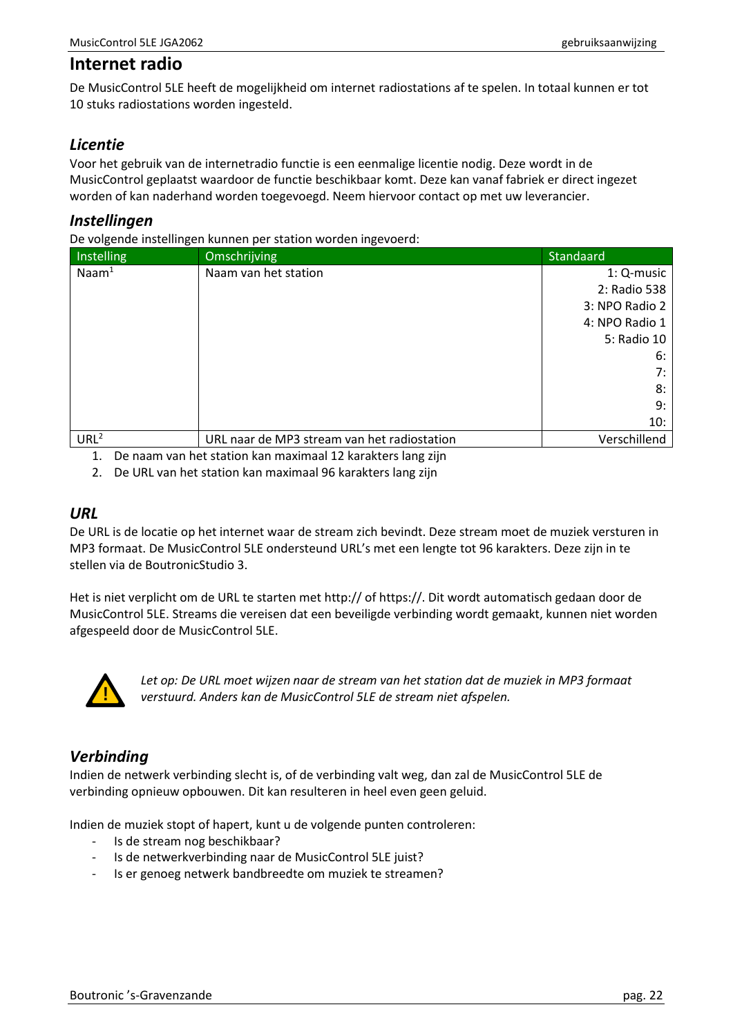# Internet radio

De MusicControl 5LE heeft de mogelijkheid om internet radiostations af te spelen. In totaal kunnen er tot 10 stuks radiostations worden ingesteld.

## *Licentie*

Voor het gebruik van de internetradio functie is een eenmalige licentie nodig. Deze wordt in de MusicControl geplaatst waardoor de functie beschikbaar komt. Deze kan vanaf fabriek er direct ingezet worden of kan naderhand worden toegevoegd. Neem hiervoor contact op met uw leverancier.

## *Instellingen*

De volgende instellingen kunnen per station worden ingevoerd:

| Instelling | Omschrijving | Standaard |
|---|---|---|
| Naam[1] | Naam van het station | 1: Q-music<br>2: Radio 538<br>3: NPO Radio 2<br>4: NPO Radio 1<br>5: Radio 10<br>6:<br>7:<br>8:<br>9:<br>10: |
| URL[2] | URL naar de MP3 stream van het radiostation | Verschillend |

1. De naam van het station kan maximaal 12 karakters lang zijn
2. De URL van het station kan maximaal 96 karakters lang zijn

## *URL*

De URL is de locatie op het internet waar de stream zich bevindt. Deze stream moet de muziek versturen in MP3 formaat. De MusicControl 5LE ondersteund URL's met een lengte tot 96 karakters. Deze zijn in te stellen via de BoutronicStudio 3.

Het is niet verplicht om de URL te starten met http:// of https://. Dit wordt automatisch gedaan door de MusicControl 5LE. Streams die vereisen dat een beveiligde verbinding wordt gemaakt, kunnen niet worden afgespeeld door de MusicControl 5LE.

*Let op: De URL moet wijzen naar de stream van het station dat de muziek in MP3 formaat verstuurd. Anders kan de MusicControl 5LE de stream niet afspelen.*

## *Verbinding*

Indien de netwerk verbinding slecht is, of de verbinding valt weg, dan zal de MusicControl 5LE de verbinding opnieuw opbouwen. Dit kan resulteren in heel even geen geluid.

Indien de muziek stopt of hapert, kunt u de volgende punten controleren:

- Is de stream nog beschikbaar?
- Is de netwerkverbinding naar de MusicControl 5LE juist?
- Is er genoeg netwerk bandbreedte om muziek te streamen?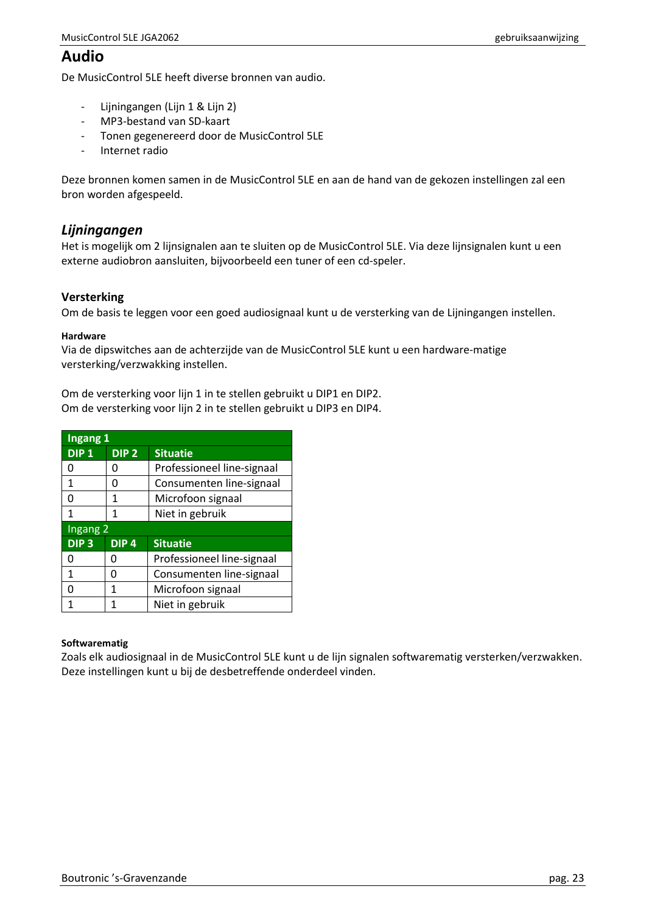# Audio

De MusicControl 5LE heeft diverse bronnen van audio.

- Lijningangen (Lijn 1 & Lijn 2)
- MP3-bestand van SD-kaart
- Tonen gegenereerd door de MusicControl 5LE
- Internet radio

Deze bronnen komen samen in de MusicControl 5LE en aan de hand van de gekozen instellingen zal een bron worden afgespeeld.

## *Lijningangen*

Het is mogelijk om 2 lijnsignalen aan te sluiten op de MusicControl 5LE. Via deze lijnsignalen kunt u een externe audiobron aansluiten, bijvoorbeeld een tuner of een cd-speler.

### Versterking

Om de basis te leggen voor een goed audiosignaal kunt u de versterking van de Lijningangen instellen.

#### Hardware

Via de dipswitches aan de achterzijde van de MusicControl 5LE kunt u een hardware-matige versterking/verzwakking instellen.

Om de versterking voor lijn 1 in te stellen gebruikt u DIP1 en DIP2.
Om de versterking voor lijn 2 in te stellen gebruikt u DIP3 en DIP4.

| **Ingang 1** | | |
|---|---|---|
| **DIP 1** | **DIP 2** | **Situatie** |
| 0 | 0 | Professioneel line-signaal |
| 1 | 0 | Consumenten line-signaal |
| 0 | 1 | Microfoon signaal |
| 1 | 1 | Niet in gebruik |
| Ingang 2 | | |
| **DIP 3** | **DIP 4** | **Situatie** |
| 0 | 0 | Professioneel line-signaal |
| 1 | 0 | Consumenten line-signaal |
| 0 | 1 | Microfoon signaal |
| 1 | 1 | Niet in gebruik |

#### Softwarematig

Zoals elk audiosignaal in de MusicControl 5LE kunt u de lijn signalen softwarematig versterken/verzwakken. Deze instellingen kunt u bij de desbetreffende onderdeel vinden.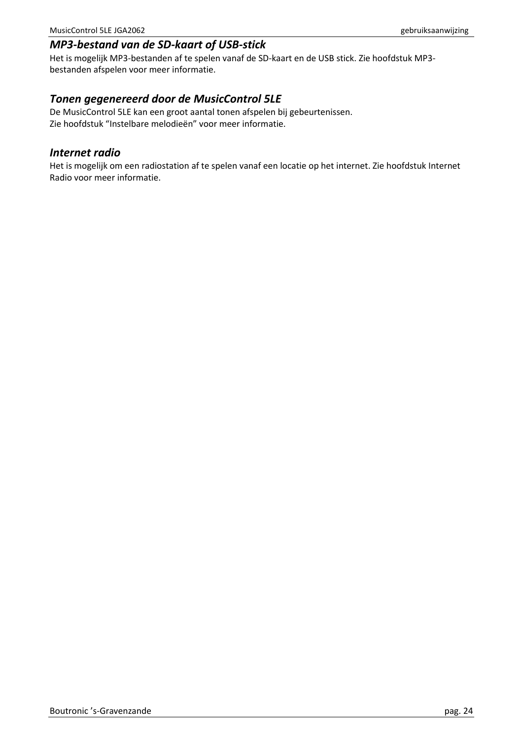### *MP3-bestand van de SD-kaart of USB-stick*

Het is mogelijk MP3-bestanden af te spelen vanaf de SD-kaart en de USB stick. Zie hoofdstuk MP3-bestanden afspelen voor meer informatie.

### *Tonen gegenereerd door de MusicControl 5LE*

De MusicControl 5LE kan een groot aantal tonen afspelen bij gebeurtenissen.
Zie hoofdstuk “Instelbare melodieën” voor meer informatie.

### *Internet radio*

Het is mogelijk om een radiostation af te spelen vanaf een locatie op het internet. Zie hoofdstuk Internet Radio voor meer informatie.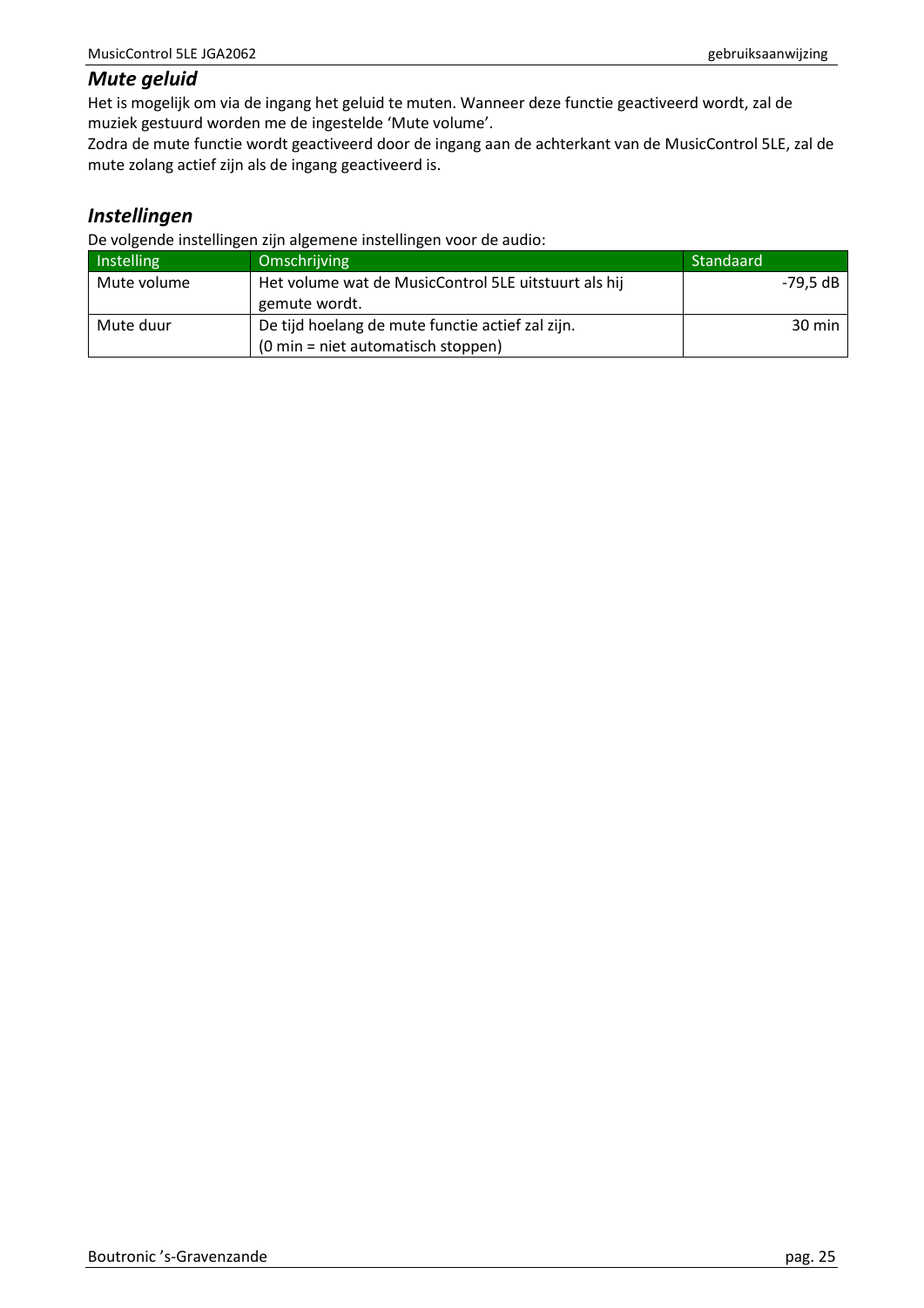## *Mute geluid*

Het is mogelijk om via de ingang het geluid te muten. Wanneer deze functie geactiveerd wordt, zal de muziek gestuurd worden me de ingestelde ‘Mute volume’.
Zodra de mute functie wordt geactiveerd door de ingang aan de achterkant van de MusicControl 5LE, zal de mute zolang actief zijn als de ingang geactiveerd is.

## *Instellingen*

De volgende instellingen zijn algemene instellingen voor de audio:

| Instelling | Omschrijving | Standaard |
|---|---|---:|
| Mute volume | Het volume wat de MusicControl 5LE uitstuurt als hij gemute wordt. | -79,5 dB |
| Mute duur | De tijd hoelang de mute functie actief zal zijn.<br>(0 min = niet automatisch stoppen) | 30 min |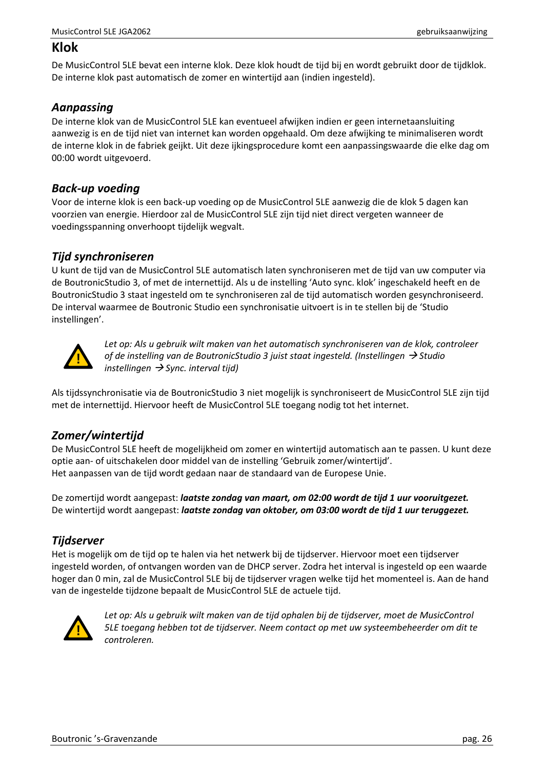# Klok

De MusicControl 5LE bevat een interne klok. Deze klok houdt de tijd bij en wordt gebruikt door de tijdklok. De interne klok past automatisch de zomer en wintertijd aan (indien ingesteld).

## *Aanpassing*

De interne klok van de MusicControl 5LE kan eventueel afwijken indien er geen internetaansluiting aanwezig is en de tijd niet van internet kan worden opgehaald. Om deze afwijking te minimaliseren wordt de interne klok in de fabriek geijkt. Uit deze ijkingsprocedure komt een aanpassingswaarde die elke dag om 00:00 wordt uitgevoerd.

## *Back-up voeding*

Voor de interne klok is een back-up voeding op de MusicControl 5LE aanwezig die de klok 5 dagen kan voorzien van energie. Hierdoor zal de MusicControl 5LE zijn tijd niet direct vergeten wanneer de voedingsspanning onverhoopt tijdelijk wegvalt.

## *Tijd synchroniseren*

U kunt de tijd van de MusicControl 5LE automatisch laten synchroniseren met de tijd van uw computer via de BoutronicStudio 3, of met de internettijd. Als u de instelling ‘Auto sync. klok’ ingeschakeld heeft en de BoutronicStudio 3 staat ingesteld om te synchroniseren zal de tijd automatisch worden gesynchroniseerd. De interval waarmee de Boutronic Studio een synchronisatie uitvoert is in te stellen bij de ‘Studio instellingen’.

*Let op: Als u gebruik wilt maken van het automatisch synchroniseren van de klok, controleer of de instelling van de BoutronicStudio 3 juist staat ingesteld. (Instellingen → Studio instellingen → Sync. interval tijd)*

Als tijdssynchronisatie via de BoutronicStudio 3 niet mogelijk is synchroniseert de MusicControl 5LE zijn tijd met de internettijd. Hiervoor heeft de MusicControl 5LE toegang nodig tot het internet.

## *Zomer/wintertijd*

De MusicControl 5LE heeft de mogelijkheid om zomer en wintertijd automatisch aan te passen. U kunt deze optie aan- of uitschakelen door middel van de instelling ‘Gebruik zomer/wintertijd’.
Het aanpassen van de tijd wordt gedaan naar de standaard van de Europese Unie.

De zomertijd wordt aangepast: ***laatste zondag van maart, om 02:00 wordt de tijd 1 uur vooruitgezet.***
De wintertijd wordt aangepast: ***laatste zondag van oktober, om 03:00 wordt de tijd 1 uur teruggezet.***

## *Tijdserver*

Het is mogelijk om de tijd op te halen via het netwerk bij de tijdserver. Hiervoor moet een tijdserver ingesteld worden, of ontvangen worden van de DHCP server. Zodra het interval is ingesteld op een waarde hoger dan 0 min, zal de MusicControl 5LE bij de tijdserver vragen welke tijd het momenteel is. Aan de hand van de ingestelde tijdzone bepaalt de MusicControl 5LE de actuele tijd.

*Let op: Als u gebruik wilt maken van de tijd ophalen bij de tijdserver, moet de MusicControl 5LE toegang hebben tot de tijdserver. Neem contact op met uw systeembeheerder om dit te controleren.*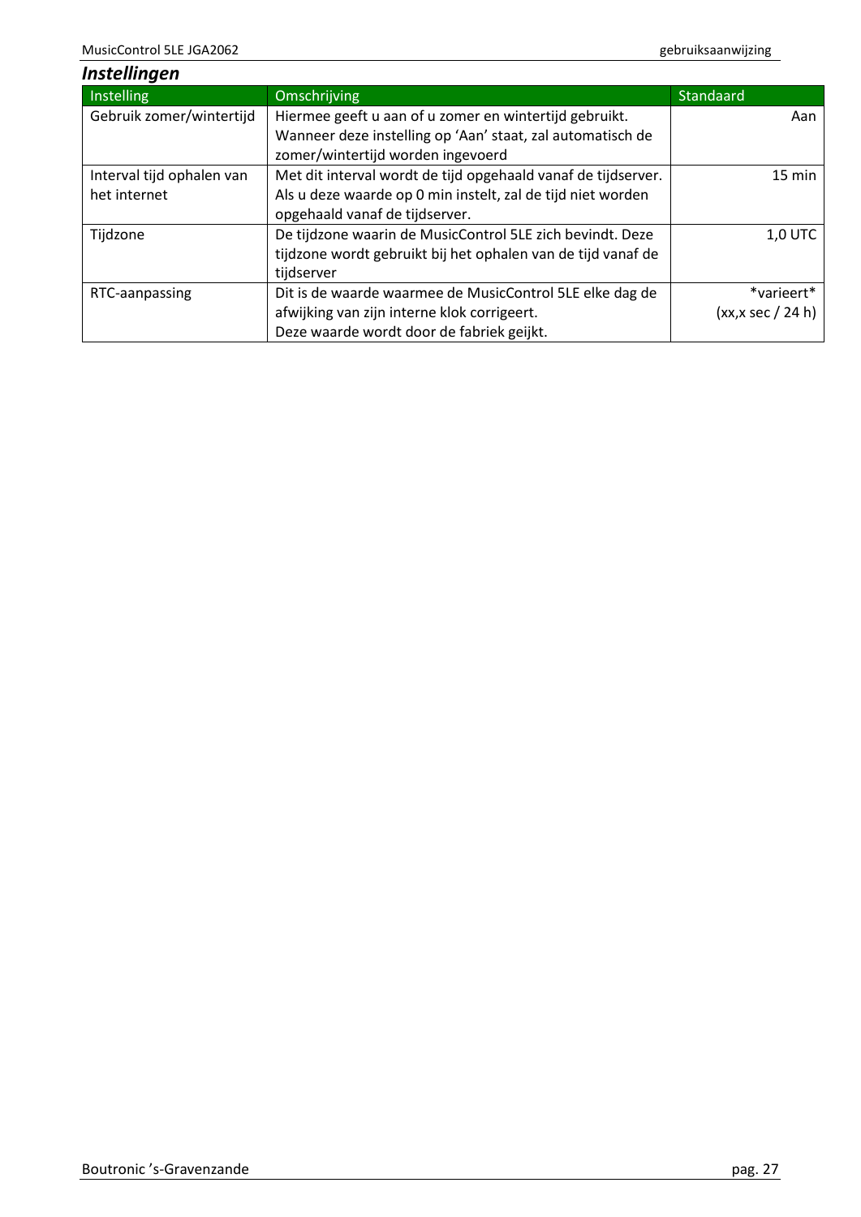## *Instellingen*

| Instelling | Omschrijving | Standaard |
|---|---|---|
| Gebruik zomer/wintertijd | Hiermee geeft u aan of u zomer en wintertijd gebruikt. Wanneer deze instelling op 'Aan' staat, zal automatisch de zomer/wintertijd worden ingevoerd | Aan |
| Interval tijd ophalen van het internet | Met dit interval wordt de tijd opgehaald vanaf de tijdserver. Als u deze waarde op 0 min instelt, zal de tijd niet worden opgehaald vanaf de tijdserver. | 15 min |
| Tijdzone | De tijdzone waarin de MusicControl 5LE zich bevindt. Deze tijdzone wordt gebruikt bij het ophalen van de tijd vanaf de tijdserver | 1,0 UTC |
| RTC-aanpassing | Dit is de waarde waarmee de MusicControl 5LE elke dag de afwijking van zijn interne klok corrigeert. Deze waarde wordt door de fabriek geijkt. | *varieert* (xx,x sec / 24 h) |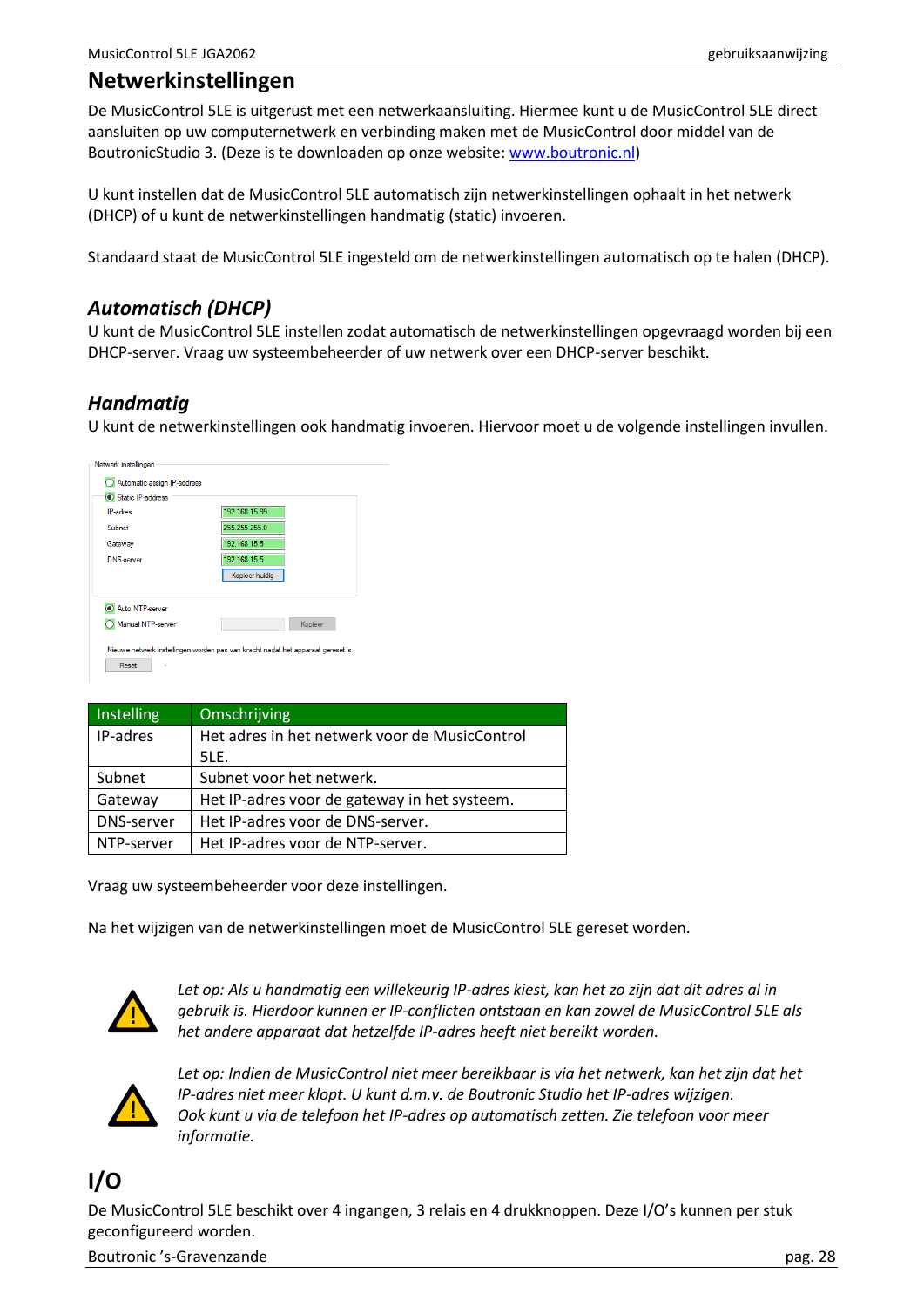# Netwerkinstellingen

De MusicControl 5LE is uitgerust met een netwerkaansluiting. Hiermee kunt u de MusicControl 5LE direct aansluiten op uw computernetwerk en verbinding maken met de MusicControl door middel van de BoutronicStudio 3. (Deze is te downloaden op onze website: www.boutronic.nl)

U kunt instellen dat de MusicControl 5LE automatisch zijn netwerkinstellingen ophaalt in het netwerk (DHCP) of u kunt de netwerkinstellingen handmatig (static) invoeren.

Standaard staat de MusicControl 5LE ingesteld om de netwerkinstellingen automatisch op te halen (DHCP).

## *Automatisch (DHCP)*

U kunt de MusicControl 5LE instellen zodat automatisch de netwerkinstellingen opgevraagd worden bij een DHCP-server. Vraag uw systeembeheerder of uw netwerk over een DHCP-server beschikt.

## *Handmatig*

U kunt de netwerkinstellingen ook handmatig invoeren. Hiervoor moet u de volgende instellingen invullen.

Netwerk instellingen
- Automatic assign IP-address
- Static IP-address

| | |
|---|---|
| IP-adres | 192.168.15.99 |
| Subnet | 255.255.255.0 |
| Gateway | 192.168.15.5 |
| DNS-server | 192.168.15.5 |
| | Kopieer huidig |

- Auto NTP-server
- Manual NTP-server [ ] Kopieer

Nieuwe netwerk instellingen worden pas van kracht nadat het apparaat gereset is.

Reset

| Instelling | Omschrijving |
|---|---|
| IP-adres | Het adres in het netwerk voor de MusicControl 5LE. |
| Subnet | Subnet voor het netwerk. |
| Gateway | Het IP-adres voor de gateway in het systeem. |
| DNS-server | Het IP-adres voor de DNS-server. |
| NTP-server | Het IP-adres voor de NTP-server. |

Vraag uw systeembeheerder voor deze instellingen.

Na het wijzigen van de netwerkinstellingen moet de MusicControl 5LE gereset worden.

*Let op: Als u handmatig een willekeurig IP-adres kiest, kan het zo zijn dat dit adres al in gebruik is. Hierdoor kunnen er IP-conflicten ontstaan en kan zowel de MusicControl 5LE als het andere apparaat dat hetzelfde IP-adres heeft niet bereikt worden.*

*Let op: Indien de MusicControl niet meer bereikbaar is via het netwerk, kan het zijn dat het IP-adres niet meer klopt. U kunt d.m.v. de Boutronic Studio het IP-adres wijzigen. Ook kunt u via de telefoon het IP-adres op automatisch zetten. Zie telefoon voor meer informatie.*

# I/O

De MusicControl 5LE beschikt over 4 ingangen, 3 relais en 4 drukknoppen. Deze I/O's kunnen per stuk geconfigureerd worden.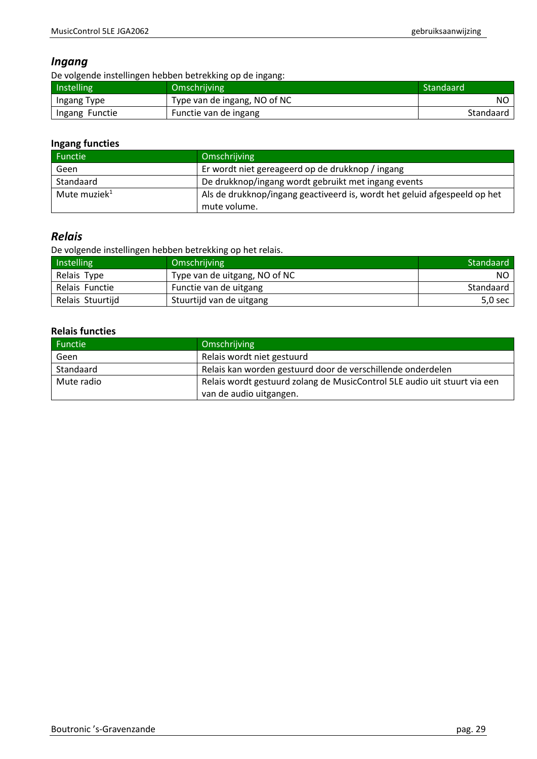## *Ingang*

De volgende instellingen hebben betrekking op de ingang:

| Instelling | Omschrijving | Standaard |
|---|---|---|
| Ingang Type | Type van de ingang, NO of NC | NO |
| Ingang Functie | Functie van de ingang | Standaard |

### Ingang functies

| Functie | Omschrijving |
|---|---|
| Geen | Er wordt niet gereageerd op de drukknop / ingang |
| Standaard | De drukknop/ingang wordt gebruikt met ingang events |
| Mute muziek[1] | Als de drukknop/ingang geactiveerd is, wordt het geluid afgespeeld op het mute volume. |

## *Relais*

De volgende instellingen hebben betrekking op het relais.

| Instelling | Omschrijving | Standaard |
|---|---|---|
| Relais Type | Type van de uitgang, NO of NC | NO |
| Relais Functie | Functie van de uitgang | Standaard |
| Relais Stuurtijd | Stuurtijd van de uitgang | 5,0 sec |

### Relais functies

| Functie | Omschrijving |
|---|---|
| Geen | Relais wordt niet gestuurd |
| Standaard | Relais kan worden gestuurd door de verschillende onderdelen |
| Mute radio | Relais wordt gestuurd zolang de MusicControl 5LE audio uit stuurt via een van de audio uitgangen. |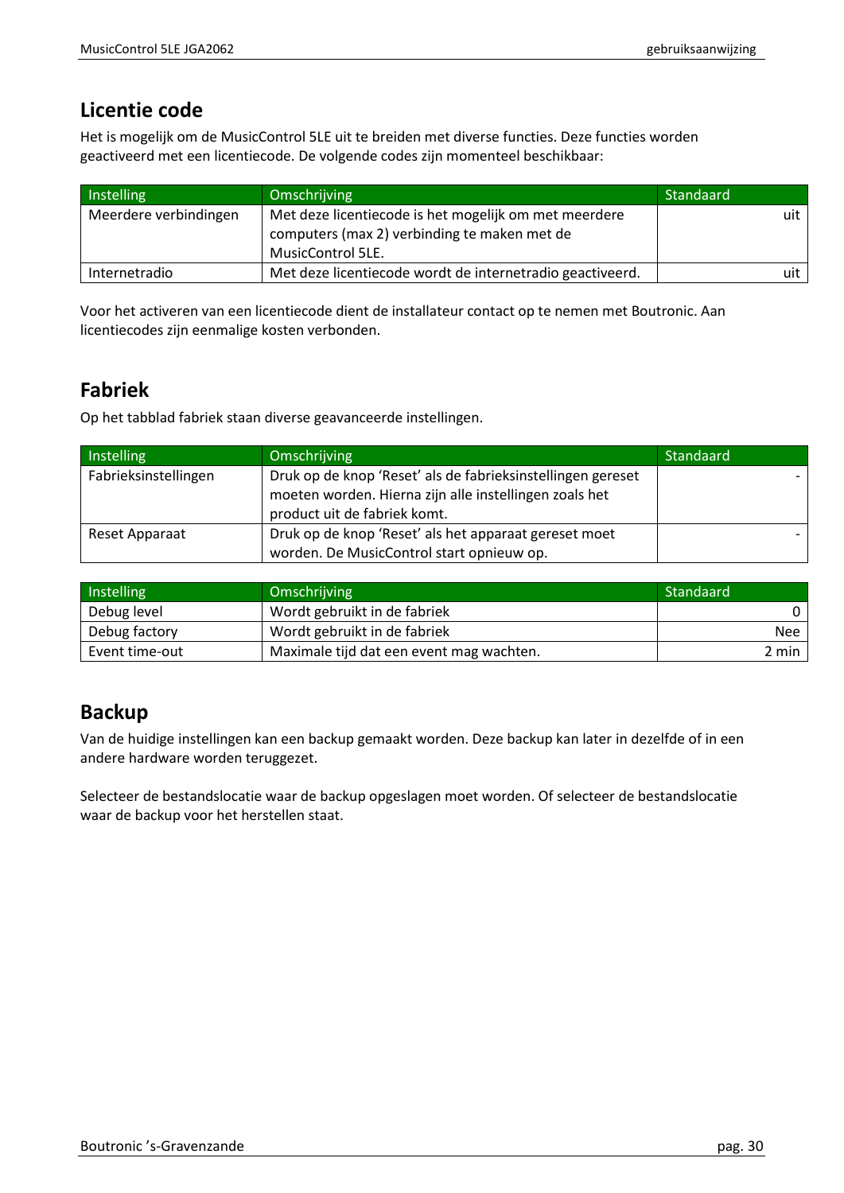## Licentie code

Het is mogelijk om de MusicControl 5LE uit te breiden met diverse functies. Deze functies worden geactiveerd met een licentiecode. De volgende codes zijn momenteel beschikbaar:

| Instelling | Omschrijving | Standaard |
|---|---|---|
| Meerdere verbindingen | Met deze licentiecode is het mogelijk om met meerdere computers (max 2) verbinding te maken met de MusicControl 5LE. | uit |
| Internetradio | Met deze licentiecode wordt de internetradio geactiveerd. | uit |

Voor het activeren van een licentiecode dient de installateur contact op te nemen met Boutronic. Aan licentiecodes zijn eenmalige kosten verbonden.

## Fabriek

Op het tabblad fabriek staan diverse geavanceerde instellingen.

| Instelling | Omschrijving | Standaard |
|---|---|---|
| Fabrieksinstellingen | Druk op de knop 'Reset' als de fabrieksinstellingen gereset moeten worden. Hierna zijn alle instellingen zoals het product uit de fabriek komt. | - |
| Reset Apparaat | Druk op de knop 'Reset' als het apparaat gereset moet worden. De MusicControl start opnieuw op. | - |

| Instelling | Omschrijving | Standaard |
|---|---|---|
| Debug level | Wordt gebruikt in de fabriek | 0 |
| Debug factory | Wordt gebruikt in de fabriek | Nee |
| Event time-out | Maximale tijd dat een event mag wachten. | 2 min |

## Backup

Van de huidige instellingen kan een backup gemaakt worden. Deze backup kan later in dezelfde of in een andere hardware worden teruggezet.

Selecteer de bestandslocatie waar de backup opgeslagen moet worden. Of selecteer de bestandslocatie waar de backup voor het herstellen staat.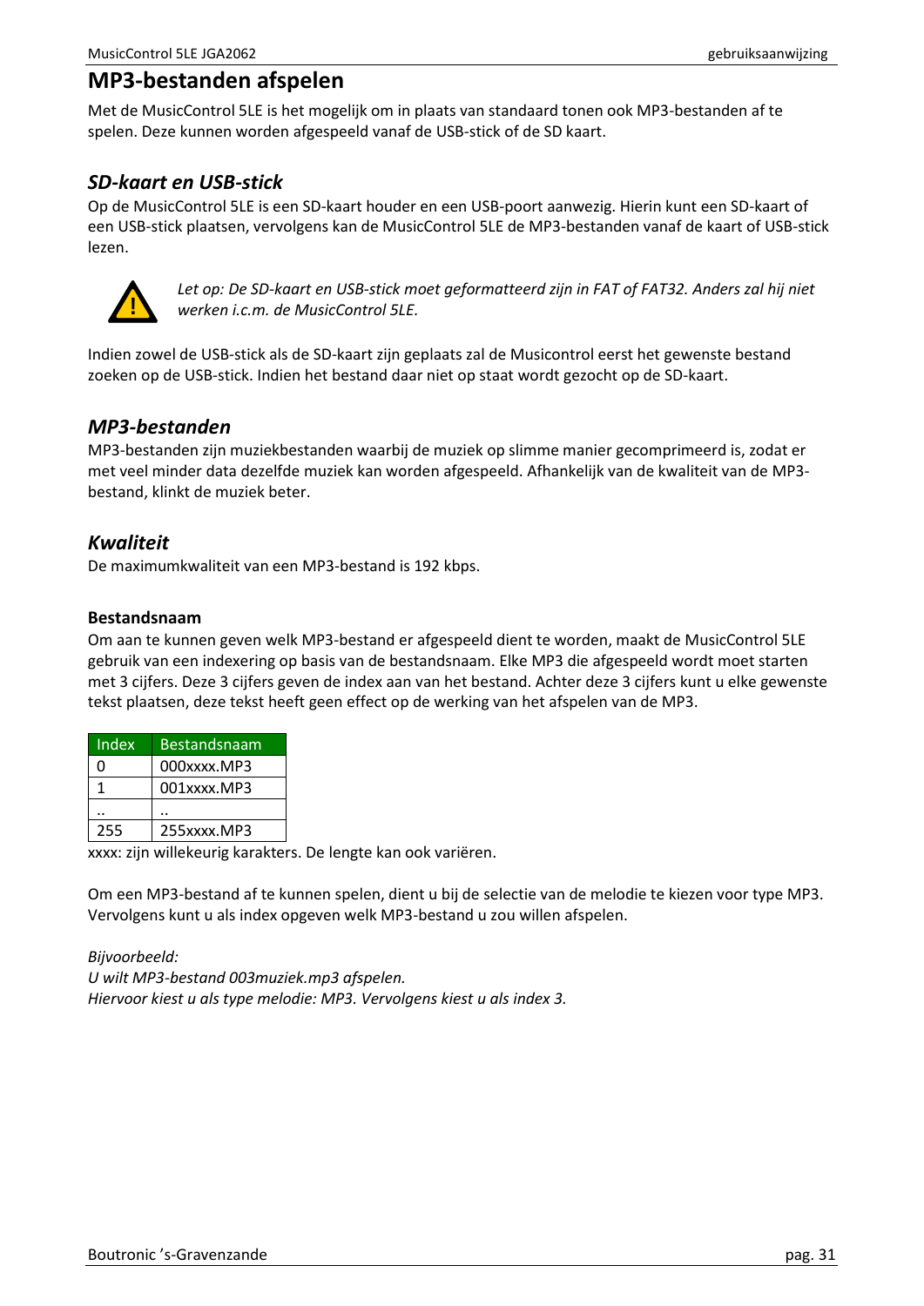# MP3-bestanden afspelen

Met de MusicControl 5LE is het mogelijk om in plaats van standaard tonen ook MP3-bestanden af te spelen. Deze kunnen worden afgespeeld vanaf de USB-stick of de SD kaart.

## *SD-kaart en USB-stick*

Op de MusicControl 5LE is een SD-kaart houder en een USB-poort aanwezig. Hierin kunt een SD-kaart of een USB-stick plaatsen, vervolgens kan de MusicControl 5LE de MP3-bestanden vanaf de kaart of USB-stick lezen.

*Let op: De SD-kaart en USB-stick moet geformatteerd zijn in FAT of FAT32. Anders zal hij niet werken i.c.m. de MusicControl 5LE.*

Indien zowel de USB-stick als de SD-kaart zijn geplaats zal de Musicontrol eerst het gewenste bestand zoeken op de USB-stick. Indien het bestand daar niet op staat wordt gezocht op de SD-kaart.

## *MP3-bestanden*

MP3-bestanden zijn muziekbestanden waarbij de muziek op slimme manier gecomprimeerd is, zodat er met veel minder data dezelfde muziek kan worden afgespeeld. Afhankelijk van de kwaliteit van de MP3-bestand, klinkt de muziek beter.

## *Kwaliteit*

De maximumkwaliteit van een MP3-bestand is 192 kbps.

### Bestandsnaam

Om aan te kunnen geven welk MP3-bestand er afgespeeld dient te worden, maakt de MusicControl 5LE gebruik van een indexering op basis van de bestandsnaam. Elke MP3 die afgespeeld wordt moet starten met 3 cijfers. Deze 3 cijfers geven de index aan van het bestand. Achter deze 3 cijfers kunt u elke gewenste tekst plaatsen, deze tekst heeft geen effect op de werking van het afspelen van de MP3.

| Index | Bestandsnaam |
|---|---|
| 0 | 000xxxx.MP3 |
| 1 | 001xxxx.MP3 |
| .. | .. |
| 255 | 255xxxx.MP3 |

xxxx: zijn willekeurig karakters. De lengte kan ook variëren.

Om een MP3-bestand af te kunnen spelen, dient u bij de selectie van de melodie te kiezen voor type MP3. Vervolgens kunt u als index opgeven welk MP3-bestand u zou willen afspelen.

*Bijvoorbeeld:*
*U wilt MP3-bestand 003muziek.mp3 afspelen.*
*Hiervoor kiest u als type melodie: MP3. Vervolgens kiest u als index 3.*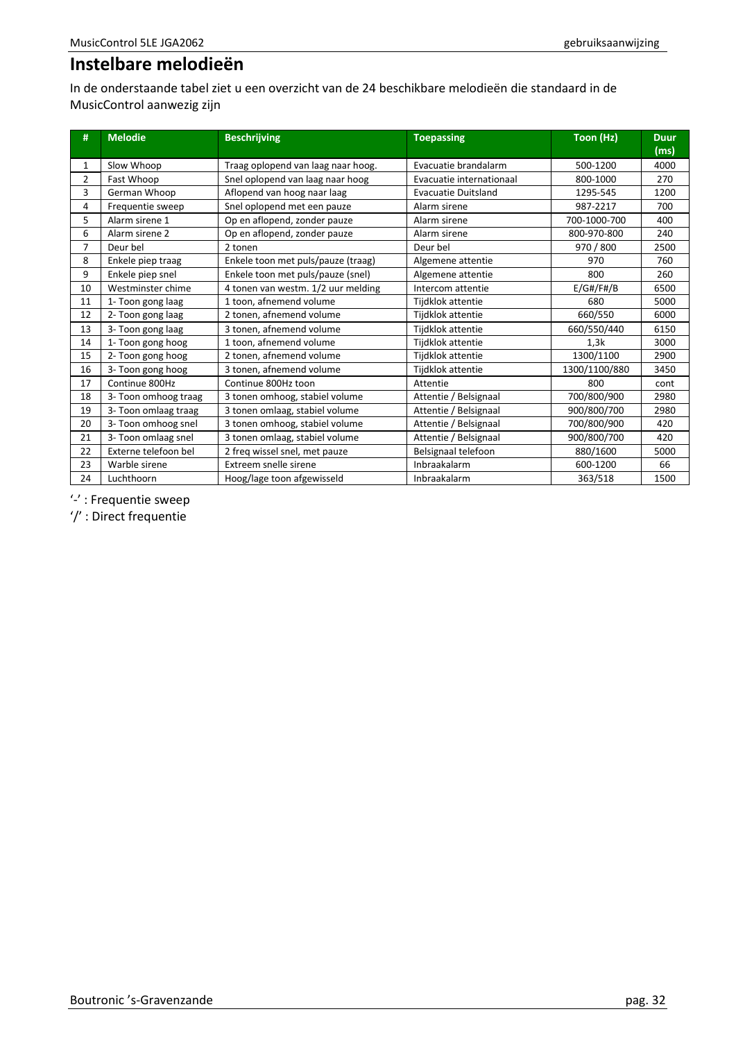# Instelbare melodieën

In de onderstaande tabel ziet u een overzicht van de 24 beschikbare melodieën die standaard in de MusicControl aanwezig zijn

| # | Melodie | Beschrijving | Toepassing | Toon (Hz) | Duur (ms) |
|---|---|---|---|---|---|
| 1 | Slow Whoop | Traag oplopend van laag naar hoog. | Evacuatie brandalarm | 500-1200 | 4000 |
| 2 | Fast Whoop | Snel oplopend van laag naar hoog | Evacuatie internationaal | 800-1000 | 270 |
| 3 | German Whoop | Aflopend van hoog naar laag | Evacuatie Duitsland | 1295-545 | 1200 |
| 4 | Frequentie sweep | Snel oplopend met een pauze | Alarm sirene | 987-2217 | 700 |
| 5 | Alarm sirene 1 | Op en aflopend, zonder pauze | Alarm sirene | 700-1000-700 | 400 |
| 6 | Alarm sirene 2 | Op en aflopend, zonder pauze | Alarm sirene | 800-970-800 | 240 |
| 7 | Deur bel | 2 tonen | Deur bel | 970 / 800 | 2500 |
| 8 | Enkele piep traag | Enkele toon met puls/pauze (traag) | Algemene attentie | 970 | 760 |
| 9 | Enkele piep snel | Enkele toon met puls/pauze (snel) | Algemene attentie | 800 | 260 |
| 10 | Westminster chime | 4 tonen van westm. 1/2 uur melding | Intercom attentie | E/G#/F#/B | 6500 |
| 11 | 1- Toon gong laag | 1 toon, afnemend volume | Tijdklok attentie | 680 | 5000 |
| 12 | 2- Toon gong laag | 2 tonen, afnemend volume | Tijdklok attentie | 660/550 | 6000 |
| 13 | 3- Toon gong laag | 3 tonen, afnemend volume | Tijdklok attentie | 660/550/440 | 6150 |
| 14 | 1- Toon gong hoog | 1 toon, afnemend volume | Tijdklok attentie | 1,3k | 3000 |
| 15 | 2- Toon gong hoog | 2 tonen, afnemend volume | Tijdklok attentie | 1300/1100 | 2900 |
| 16 | 3- Toon gong hoog | 3 tonen, afnemend volume | Tijdklok attentie | 1300/1100/880 | 3450 |
| 17 | Continue 800Hz | Continue 800Hz toon | Attentie | 800 | cont |
| 18 | 3- Toon omhoog traag | 3 tonen omhoog, stabiel volume | Attentie / Belsignaal | 700/800/900 | 2980 |
| 19 | 3- Toon omlaag traag | 3 tonen omlaag, stabiel volume | Attentie / Belsignaal | 900/800/700 | 2980 |
| 20 | 3- Toon omhoog snel | 3 tonen omhoog, stabiel volume | Attentie / Belsignaal | 700/800/900 | 420 |
| 21 | 3- Toon omlaag snel | 3 tonen omlaag, stabiel volume | Attentie / Belsignaal | 900/800/700 | 420 |
| 22 | Externe telefoon bel | 2 freq wissel snel, met pauze | Belsignaal telefoon | 880/1600 | 5000 |
| 23 | Warble sirene | Extreem snelle sirene | Inbraakalarm | 600-1200 | 66 |
| 24 | Luchthoorn | Hoog/lage toon afgewisseld | Inbraakalarm | 363/518 | 1500 |

'-' : Frequentie sweep

'/' : Direct frequentie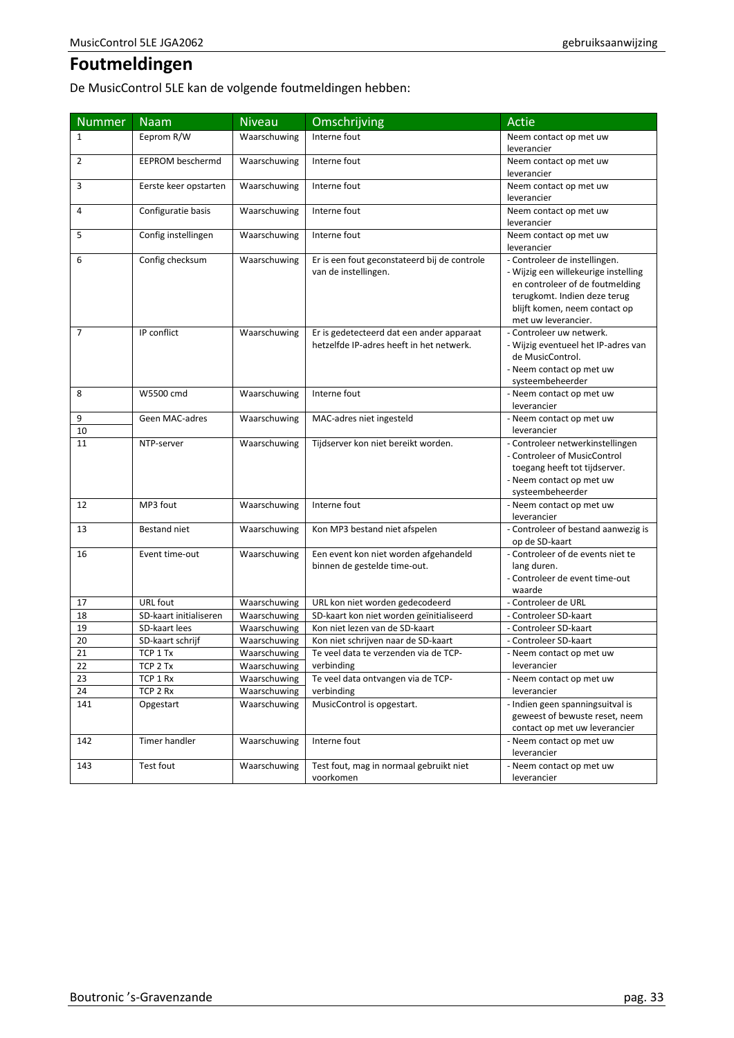# Foutmeldingen

De MusicControl 5LE kan de volgende foutmeldingen hebben:

| Nummer | Naam | Niveau | Omschrijving | Actie |
|---|---|---|---|---|
| 1 | Eeprom R/W | Waarschuwing | Interne fout | Neem contact op met uw leverancier |
| 2 | EEPROM beschermd | Waarschuwing | Interne fout | Neem contact op met uw leverancier |
| 3 | Eerste keer opstarten | Waarschuwing | Interne fout | Neem contact op met uw leverancier |
| 4 | Configuratie basis | Waarschuwing | Interne fout | Neem contact op met uw leverancier |
| 5 | Config instellingen | Waarschuwing | Interne fout | Neem contact op met uw leverancier |
| 6 | Config checksum | Waarschuwing | Er is een fout geconstateerd bij de controle van de instellingen. | - Controleer de instellingen.<br>- Wijzig een willekeurige instelling en controleer of de foutmelding terugkomt. Indien deze terug blijft komen, neem contact op met uw leverancier. |
| 7 | IP conflict | Waarschuwing | Er is gedetecteerd dat een ander apparaat hetzelfde IP-adres heeft in het netwerk. | - Controleer uw netwerk.<br>- Wijzig eventueel het IP-adres van de MusicControl.<br>- Neem contact op met uw systeembeheerder |
| 8 | W5500 cmd | Waarschuwing | Interne fout | - Neem contact op met uw leverancier |
| 9<br>10 | Geen MAC-adres | Waarschuwing | MAC-adres niet ingesteld | - Neem contact op met uw leverancier |
| 11 | NTP-server | Waarschuwing | Tijdserver kon niet bereikt worden. | - Controleer netwerkinstellingen<br>- Controleer of MusicControl toegang heeft tot tijdserver.<br>- Neem contact op met uw systeembeheerder |
| 12 | MP3 fout | Waarschuwing | Interne fout | - Neem contact op met uw leverancier |
| 13 | Bestand niet | Waarschuwing | Kon MP3 bestand niet afspelen | - Controleer of bestand aanwezig is op de SD-kaart |
| 16 | Event time-out | Waarschuwing | Een event kon niet worden afgehandeld binnen de gestelde time-out. | - Controleer of de events niet te lang duren.<br>- Controleer de event time-out waarde |
| 17 | URL fout | Waarschuwing | URL kon niet worden gedecodeerd | - Controleer de URL |
| 18 | SD-kaart initialiseren | Waarschuwing | SD-kaart kon niet worden geïnitialiseerd | - Controleer SD-kaart |
| 19 | SD-kaart lees | Waarschuwing | Kon niet lezen van de SD-kaart | - Controleer SD-kaart |
| 20 | SD-kaart schrijf | Waarschuwing | Kon niet schrijven naar de SD-kaart | - Controleer SD-kaart |
| 21 | TCP 1 Tx | Waarschuwing | Te veel data te verzenden via de TCP-verbinding | - Neem contact op met uw leverancier |
| 22 | TCP 2 Tx | Waarschuwing | | |
| 23 | TCP 1 Rx | Waarschuwing | Te veel data ontvangen via de TCP-verbinding | - Neem contact op met uw leverancier |
| 24 | TCP 2 Rx | Waarschuwing | | |
| 141 | Opgestart | Waarschuwing | MusicControl is opgestart. | - Indien geen spanningsuitval is geweest of bewuste reset, neem contact op met uw leverancier |
| 142 | Timer handler | Waarschuwing | Interne fout | - Neem contact op met uw leverancier |
| 143 | Test fout | Waarschuwing | Test fout, mag in normaal gebruikt niet voorkomen | - Neem contact op met uw leverancier |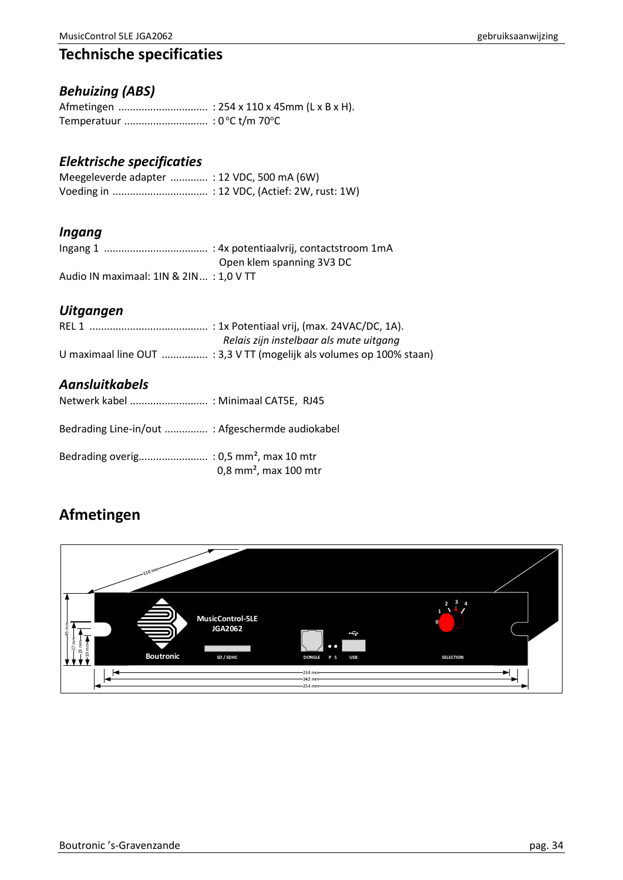# Technische specificaties

### *Behuizing (ABS)*

Afmetingen ............................... : 254 x 110 x 45mm (L x B x H).
Temperatuur ............................. : 0 °C t/m 70°C

### *Elektrische specificaties*

Meegeleverde adapter ............. : 12 VDC, 500 mA (6W)
Voeding in ................................. : 12 VDC, (Actief: 2W, rust: 1W)

### *Ingang*

Ingang 1 .................................... : 4x potentiaalvrij, contactstroom 1mA
Open klem spanning 3V3 DC
Audio IN maximaal: 1IN & 2IN... : 1,0 V TT

### *Uitgangen*

REL 1 ......................................... : 1x Potentiaal vrij, (max. 24VAC/DC, 1A).
*Relais zijn instelbaar als mute uitgang*
U maximaal line OUT ................ : 3,3 V TT (mogelijk als volumes op 100% staan)

### *Aansluitkabels*

Netwerk kabel ........................... : Minimaal CAT5E, RJ45

Bedrading Line-in/out ............... : Afgeschermde audiokabel

Bedrading overig........................ : 0,5 mm², max 10 mtr
0,8 mm², max 100 mtr

# Afmetingen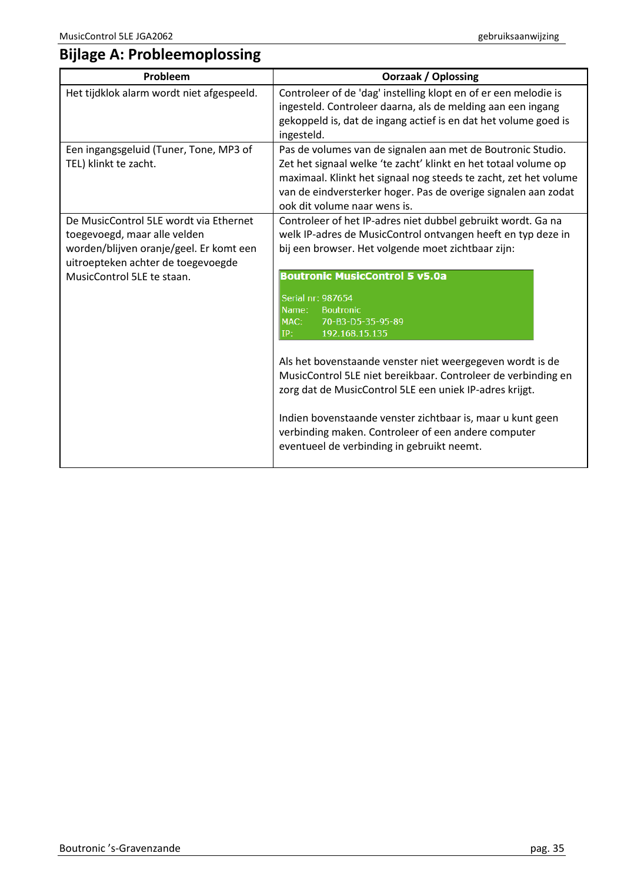# Bijlage A: Probleemoplossing

| Probleem | Oorzaak / Oplossing |
| --- | --- |
| Het tijdklok alarm wordt niet afgespeeld. | Controleer of de 'dag' instelling klopt en of er een melodie is ingesteld. Controleer daarna, als de melding aan een ingang gekoppeld is, dat de ingang actief is en dat het volume goed is ingesteld. |
| Een ingangsgeluid (Tuner, Tone, MP3 of TEL) klinkt te zacht. | Pas de volumes van de signalen aan met de Boutronic Studio. Zet het signaal welke 'te zacht' klinkt en het totaal volume op maximaal. Klinkt het signaal nog steeds te zacht, zet het volume van de eindversterker hoger. Pas de overige signalen aan zodat ook dit volume naar wens is. |
| De MusicControl 5LE wordt via Ethernet toegevoegd, maar alle velden worden/blijven oranje/geel. Er komt een uitroepteken achter de toegevoegde MusicControl 5LE te staan. | Controleer of het IP-adres niet dubbel gebruikt wordt. Ga na welk IP-adres de MusicControl ontvangen heeft en typ deze in bij een browser. Het volgende moet zichtbaar zijn:<br><br>**Boutronic MusicControl 5 v5.0a**<br>Serial nr: 987654<br>Name: Boutronic<br>MAC: 70-B3-D5-35-95-89<br>IP: 192.168.15.135<br><br>Als het bovenstaande venster niet weergegeven wordt is de MusicControl 5LE niet bereikbaar. Controleer de verbinding en zorg dat de MusicControl 5LE een uniek IP-adres krijgt.<br><br>Indien bovenstaande venster zichtbaar is, maar u kunt geen verbinding maken. Controleer of een andere computer eventueel de verbinding in gebruikt neemt. |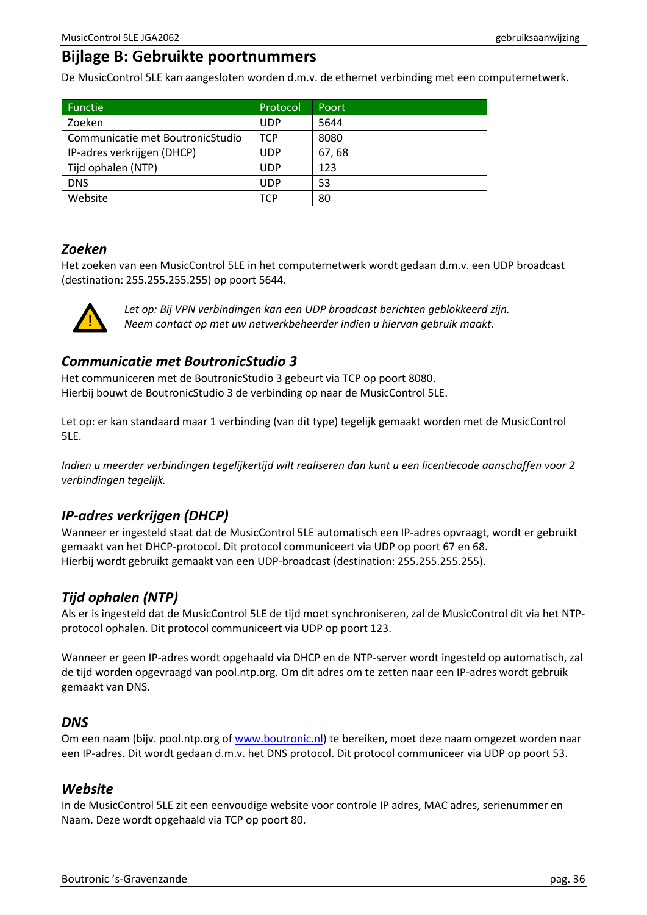# Bijlage B: Gebruikte poortnummers

De MusicControl 5LE kan aangesloten worden d.m.v. de ethernet verbinding met een computernetwerk.

| Functie | Protocol | Poort |
|---|---|---|
| Zoeken | UDP | 5644 |
| Communicatie met BoutronicStudio | TCP | 8080 |
| IP-adres verkrijgen (DHCP) | UDP | 67, 68 |
| Tijd ophalen (NTP) | UDP | 123 |
| DNS | UDP | 53 |
| Website | TCP | 80 |

## *Zoeken*

Het zoeken van een MusicControl 5LE in het computernetwerk wordt gedaan d.m.v. een UDP broadcast (destination: 255.255.255.255) op poort 5644.

*Let op: Bij VPN verbindingen kan een UDP broadcast berichten geblokkeerd zijn.*
*Neem contact op met uw netwerkbeheerder indien u hiervan gebruik maakt.*

## *Communicatie met BoutronicStudio 3*

Het communiceren met de BoutronicStudio 3 gebeurt via TCP op poort 8080.
Hierbij bouwt de BoutronicStudio 3 de verbinding op naar de MusicControl 5LE.

Let op: er kan standaard maar 1 verbinding (van dit type) tegelijk gemaakt worden met de MusicControl 5LE.

*Indien u meerder verbindingen tegelijkertijd wilt realiseren dan kunt u een licentiecode aanschaffen voor 2 verbindingen tegelijk.*

## *IP-adres verkrijgen (DHCP)*

Wanneer er ingesteld staat dat de MusicControl 5LE automatisch een IP-adres opvraagt, wordt er gebruikt gemaakt van het DHCP-protocol. Dit protocol communiceert via UDP op poort 67 en 68.
Hierbij wordt gebruikt gemaakt van een UDP-broadcast (destination: 255.255.255.255).

## *Tijd ophalen (NTP)*

Als er is ingesteld dat de MusicControl 5LE de tijd moet synchroniseren, zal de MusicControl dit via het NTP-protocol ophalen. Dit protocol communiceert via UDP op poort 123.

Wanneer er geen IP-adres wordt opgehaald via DHCP en de NTP-server wordt ingesteld op automatisch, zal de tijd worden opgevraagd van pool.ntp.org. Om dit adres om te zetten naar een IP-adres wordt gebruik gemaakt van DNS.

## *DNS*

Om een naam (bijv. pool.ntp.org of www.boutronic.nl) te bereiken, moet deze naam omgezet worden naar een IP-adres. Dit wordt gedaan d.m.v. het DNS protocol. Dit protocol communiceer via UDP op poort 53.

## *Website*

In de MusicControl 5LE zit een eenvoudige website voor controle IP adres, MAC adres, serienummer en Naam. Deze wordt opgehaald via TCP op poort 80.